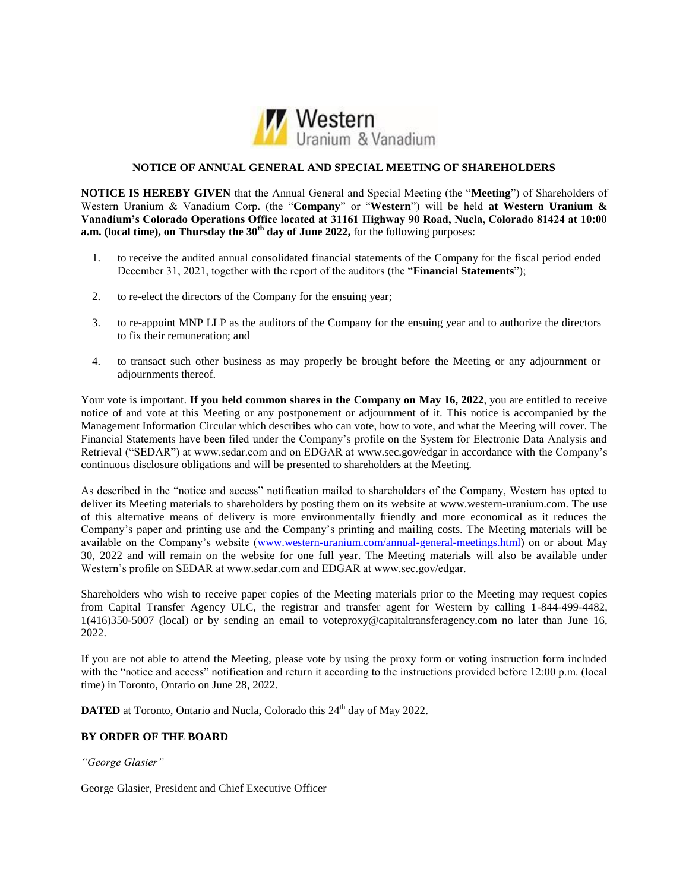Western Uranium & Vanadium

## NOTICE OF ANNUAL GENERAL AND SPECIAL MEETING OF SHAREHOLDERS

**NOTICE IS HEREBY GIVEN** that the Annual General and Special Meeting (the "**Meeting**") of Shareholders of Western Uranium & Vanadium Corp. (the "**Company**" or "**Western**") will be held **at Western Uranium & Vanadium's Colorado Operations Office located at 31161 Highway 90 Road, Nucla, Colorado 81424 at 10:00 a.m. (local time), on Thursday the 30th day of June 2022,** for the following purposes:

1. to receive the audited annual consolidated financial statements of the Company for the fiscal period ended December 31, 2021, together with the report of the auditors (the "**Financial Statements**");
2. to re-elect the directors of the Company for the ensuing year;
3. to re-appoint MNP LLP as the auditors of the Company for the ensuing year and to authorize the directors to fix their remuneration; and
4. to transact such other business as may properly be brought before the Meeting or any adjournment or adjournments thereof.

Your vote is important. **If you held common shares in the Company on May 16, 2022**, you are entitled to receive notice of and vote at this Meeting or any postponement or adjournment of it. This notice is accompanied by the Management Information Circular which describes who can vote, how to vote, and what the Meeting will cover. The Financial Statements have been filed under the Company's profile on the System for Electronic Data Analysis and Retrieval ("SEDAR") at www.sedar.com and on EDGAR at www.sec.gov/edgar in accordance with the Company's continuous disclosure obligations and will be presented to shareholders at the Meeting.

As described in the "notice and access" notification mailed to shareholders of the Company, Western has opted to deliver its Meeting materials to shareholders by posting them on its website at www.western-uranium.com. The use of this alternative means of delivery is more environmentally friendly and more economical as it reduces the Company's paper and printing use and the Company's printing and mailing costs. The Meeting materials will be available on the Company's website (www.western-uranium.com/annual-general-meetings.html) on or about May 30, 2022 and will remain on the website for one full year. The Meeting materials will also be available under Western's profile on SEDAR at www.sedar.com and EDGAR at www.sec.gov/edgar.

Shareholders who wish to receive paper copies of the Meeting materials prior to the Meeting may request copies from Capital Transfer Agency ULC, the registrar and transfer agent for Western by calling 1-844-499-4482, 1(416)350-5007 (local) or by sending an email to voteproxy@capitaltransferagency.com no later than June 16, 2022.

If you are not able to attend the Meeting, please vote by using the proxy form or voting instruction form included with the "notice and access" notification and return it according to the instructions provided before 12:00 p.m. (local time) in Toronto, Ontario on June 28, 2022.

**DATED** at Toronto, Ontario and Nucla, Colorado this 24th day of May 2022.

**BY ORDER OF THE BOARD**

*"George Glasier"*

George Glasier, President and Chief Executive Officer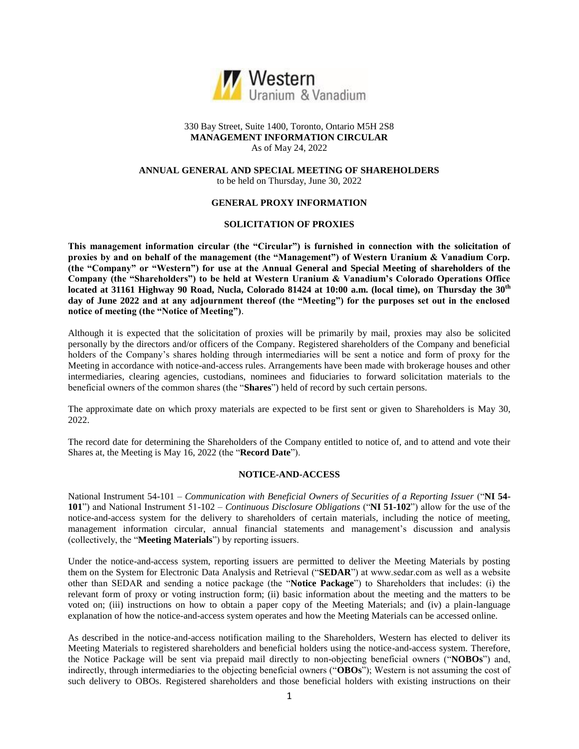330 Bay Street, Suite 1400, Toronto, Ontario M5H 2S8

**MANAGEMENT INFORMATION CIRCULAR**

As of May 24, 2022

**ANNUAL GENERAL AND SPECIAL MEETING OF SHAREHOLDERS**

to be held on Thursday, June 30, 2022

## GENERAL PROXY INFORMATION

### SOLICITATION OF PROXIES

**This management information circular (the "Circular") is furnished in connection with the solicitation of proxies by and on behalf of the management (the "Management") of Western Uranium & Vanadium Corp. (the "Company" or "Western") for use at the Annual General and Special Meeting of shareholders of the Company (the "Shareholders") to be held at Western Uranium & Vanadium's Colorado Operations Office located at 31161 Highway 90 Road, Nucla, Colorado 81424 at 10:00 a.m. (local time), on Thursday the 30th day of June 2022 and at any adjournment thereof (the "Meeting") for the purposes set out in the enclosed notice of meeting (the "Notice of Meeting").**

Although it is expected that the solicitation of proxies will be primarily by mail, proxies may also be solicited personally by the directors and/or officers of the Company. Registered shareholders of the Company and beneficial holders of the Company's shares holding through intermediaries will be sent a notice and form of proxy for the Meeting in accordance with notice-and-access rules. Arrangements have been made with brokerage houses and other intermediaries, clearing agencies, custodians, nominees and fiduciaries to forward solicitation materials to the beneficial owners of the common shares (the "**Shares**") held of record by such certain persons.

The approximate date on which proxy materials are expected to be first sent or given to Shareholders is May 30, 2022.

The record date for determining the Shareholders of the Company entitled to notice of, and to attend and vote their Shares at, the Meeting is May 16, 2022 (the "**Record Date**").

### NOTICE-AND-ACCESS

National Instrument 54-101 – *Communication with Beneficial Owners of Securities of a Reporting Issuer* ("**NI 54-101**") and National Instrument 51-102 – *Continuous Disclosure Obligations* ("**NI 51-102**") allow for the use of the notice-and-access system for the delivery to shareholders of certain materials, including the notice of meeting, management information circular, annual financial statements and management's discussion and analysis (collectively, the "**Meeting Materials**") by reporting issuers.

Under the notice-and-access system, reporting issuers are permitted to deliver the Meeting Materials by posting them on the System for Electronic Data Analysis and Retrieval ("**SEDAR**") at www.sedar.com as well as a website other than SEDAR and sending a notice package (the "**Notice Package**") to Shareholders that includes: (i) the relevant form of proxy or voting instruction form; (ii) basic information about the meeting and the matters to be voted on; (iii) instructions on how to obtain a paper copy of the Meeting Materials; and (iv) a plain-language explanation of how the notice-and-access system operates and how the Meeting Materials can be accessed online.

As described in the notice-and-access notification mailing to the Shareholders, Western has elected to deliver its Meeting Materials to registered shareholders and beneficial holders using the notice-and-access system. Therefore, the Notice Package will be sent via prepaid mail directly to non-objecting beneficial owners ("**NOBOs**") and, indirectly, through intermediaries to the objecting beneficial owners ("**OBOs**"); Western is not assuming the cost of such delivery to OBOs. Registered shareholders and those beneficial holders with existing instructions on their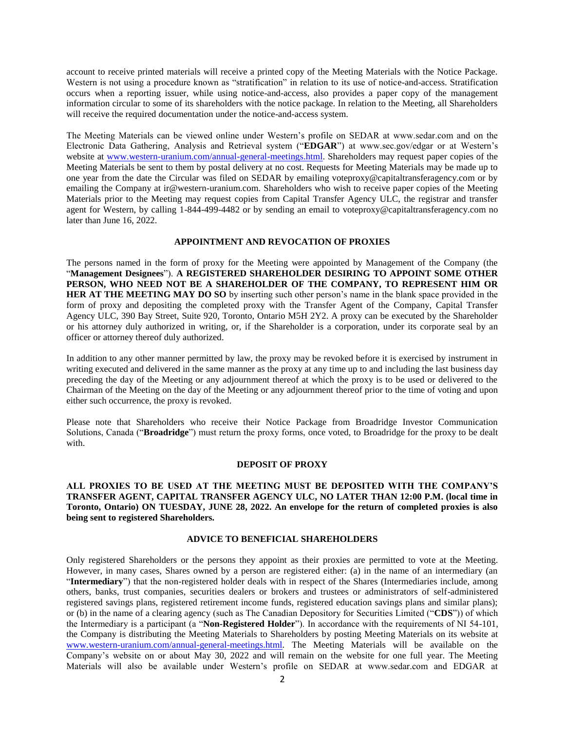account to receive printed materials will receive a printed copy of the Meeting Materials with the Notice Package. Western is not using a procedure known as "stratification" in relation to its use of notice-and-access. Stratification occurs when a reporting issuer, while using notice-and-access, also provides a paper copy of the management information circular to some of its shareholders with the notice package. In relation to the Meeting, all Shareholders will receive the required documentation under the notice-and-access system.

The Meeting Materials can be viewed online under Western's profile on SEDAR at www.sedar.com and on the Electronic Data Gathering, Analysis and Retrieval system ("**EDGAR**") at www.sec.gov/edgar or at Western's website at www.western-uranium.com/annual-general-meetings.html. Shareholders may request paper copies of the Meeting Materials be sent to them by postal delivery at no cost. Requests for Meeting Materials may be made up to one year from the date the Circular was filed on SEDAR by emailing voteproxy@capitaltransferagency.com or by emailing the Company at ir@western-uranium.com. Shareholders who wish to receive paper copies of the Meeting Materials prior to the Meeting may request copies from Capital Transfer Agency ULC, the registrar and transfer agent for Western, by calling 1-844-499-4482 or by sending an email to voteproxy@capitaltransferagency.com no later than June 16, 2022.

## APPOINTMENT AND REVOCATION OF PROXIES

The persons named in the form of proxy for the Meeting were appointed by Management of the Company (the "**Management Designees**"). **A REGISTERED SHAREHOLDER DESIRING TO APPOINT SOME OTHER PERSON, WHO NEED NOT BE A SHAREHOLDER OF THE COMPANY, TO REPRESENT HIM OR HER AT THE MEETING MAY DO SO** by inserting such other person's name in the blank space provided in the form of proxy and depositing the completed proxy with the Transfer Agent of the Company, Capital Transfer Agency ULC, 390 Bay Street, Suite 920, Toronto, Ontario M5H 2Y2. A proxy can be executed by the Shareholder or his attorney duly authorized in writing, or, if the Shareholder is a corporation, under its corporate seal by an officer or attorney thereof duly authorized.

In addition to any other manner permitted by law, the proxy may be revoked before it is exercised by instrument in writing executed and delivered in the same manner as the proxy at any time up to and including the last business day preceding the day of the Meeting or any adjournment thereof at which the proxy is to be used or delivered to the Chairman of the Meeting on the day of the Meeting or any adjournment thereof prior to the time of voting and upon either such occurrence, the proxy is revoked.

Please note that Shareholders who receive their Notice Package from Broadridge Investor Communication Solutions, Canada ("**Broadridge**") must return the proxy forms, once voted, to Broadridge for the proxy to be dealt with.

## DEPOSIT OF PROXY

**ALL PROXIES TO BE USED AT THE MEETING MUST BE DEPOSITED WITH THE COMPANY'S TRANSFER AGENT, CAPITAL TRANSFER AGENCY ULC, NO LATER THAN 12:00 P.M. (local time in Toronto, Ontario) ON TUESDAY, JUNE 28, 2022. An envelope for the return of completed proxies is also being sent to registered Shareholders.**

## ADVICE TO BENEFICIAL SHAREHOLDERS

Only registered Shareholders or the persons they appoint as their proxies are permitted to vote at the Meeting. However, in many cases, Shares owned by a person are registered either: (a) in the name of an intermediary (an "**Intermediary**") that the non-registered holder deals with in respect of the Shares (Intermediaries include, among others, banks, trust companies, securities dealers or brokers and trustees or administrators of self-administered registered savings plans, registered retirement income funds, registered education savings plans and similar plans); or (b) in the name of a clearing agency (such as The Canadian Depository for Securities Limited ("**CDS**")) of which the Intermediary is a participant (a "**Non-Registered Holder**"). In accordance with the requirements of NI 54-101, the Company is distributing the Meeting Materials to Shareholders by posting Meeting Materials on its website at www.western-uranium.com/annual-general-meetings.html. The Meeting Materials will be available on the Company's website on or about May 30, 2022 and will remain on the website for one full year. The Meeting Materials will also be available under Western's profile on SEDAR at www.sedar.com and EDGAR at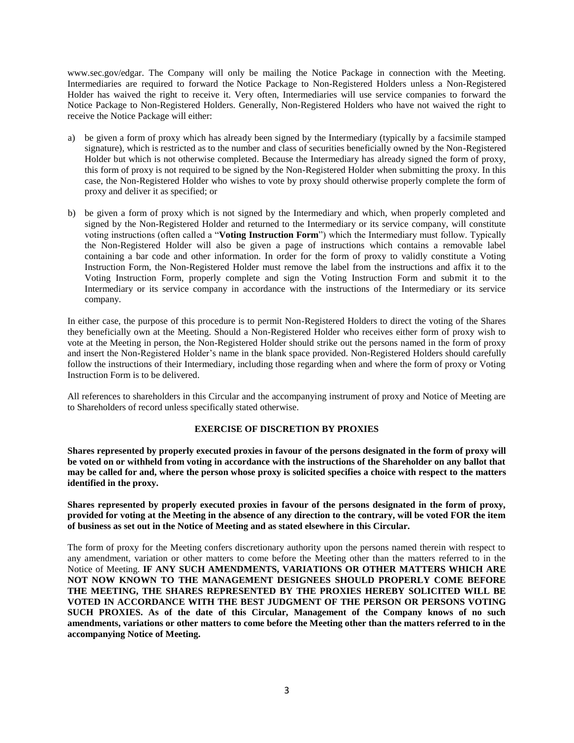www.sec.gov/edgar. The Company will only be mailing the Notice Package in connection with the Meeting. Intermediaries are required to forward the Notice Package to Non-Registered Holders unless a Non-Registered Holder has waived the right to receive it. Very often, Intermediaries will use service companies to forward the Notice Package to Non-Registered Holders. Generally, Non-Registered Holders who have not waived the right to receive the Notice Package will either:

a) be given a form of proxy which has already been signed by the Intermediary (typically by a facsimile stamped signature), which is restricted as to the number and class of securities beneficially owned by the Non-Registered Holder but which is not otherwise completed. Because the Intermediary has already signed the form of proxy, this form of proxy is not required to be signed by the Non-Registered Holder when submitting the proxy. In this case, the Non-Registered Holder who wishes to vote by proxy should otherwise properly complete the form of proxy and deliver it as specified; or

b) be given a form of proxy which is not signed by the Intermediary and which, when properly completed and signed by the Non-Registered Holder and returned to the Intermediary or its service company, will constitute voting instructions (often called a "**Voting Instruction Form**") which the Intermediary must follow. Typically the Non-Registered Holder will also be given a page of instructions which contains a removable label containing a bar code and other information. In order for the form of proxy to validly constitute a Voting Instruction Form, the Non-Registered Holder must remove the label from the instructions and affix it to the Voting Instruction Form, properly complete and sign the Voting Instruction Form and submit it to the Intermediary or its service company in accordance with the instructions of the Intermediary or its service company.

In either case, the purpose of this procedure is to permit Non-Registered Holders to direct the voting of the Shares they beneficially own at the Meeting. Should a Non-Registered Holder who receives either form of proxy wish to vote at the Meeting in person, the Non-Registered Holder should strike out the persons named in the form of proxy and insert the Non-Registered Holder's name in the blank space provided. Non-Registered Holders should carefully follow the instructions of their Intermediary, including those regarding when and where the form of proxy or Voting Instruction Form is to be delivered.

All references to shareholders in this Circular and the accompanying instrument of proxy and Notice of Meeting are to Shareholders of record unless specifically stated otherwise.

## EXERCISE OF DISCRETION BY PROXIES

**Shares represented by properly executed proxies in favour of the persons designated in the form of proxy will be voted on or withheld from voting in accordance with the instructions of the Shareholder on any ballot that may be called for and, where the person whose proxy is solicited specifies a choice with respect to the matters identified in the proxy.**

**Shares represented by properly executed proxies in favour of the persons designated in the form of proxy, provided for voting at the Meeting in the absence of any direction to the contrary, will be voted FOR the item of business as set out in the Notice of Meeting and as stated elsewhere in this Circular.**

The form of proxy for the Meeting confers discretionary authority upon the persons named therein with respect to any amendment, variation or other matters to come before the Meeting other than the matters referred to in the Notice of Meeting. **IF ANY SUCH AMENDMENTS, VARIATIONS OR OTHER MATTERS WHICH ARE NOT NOW KNOWN TO THE MANAGEMENT DESIGNEES SHOULD PROPERLY COME BEFORE THE MEETING, THE SHARES REPRESENTED BY THE PROXIES HEREBY SOLICITED WILL BE VOTED IN ACCORDANCE WITH THE BEST JUDGMENT OF THE PERSON OR PERSONS VOTING SUCH PROXIES. As of the date of this Circular, Management of the Company knows of no such amendments, variations or other matters to come before the Meeting other than the matters referred to in the accompanying Notice of Meeting.**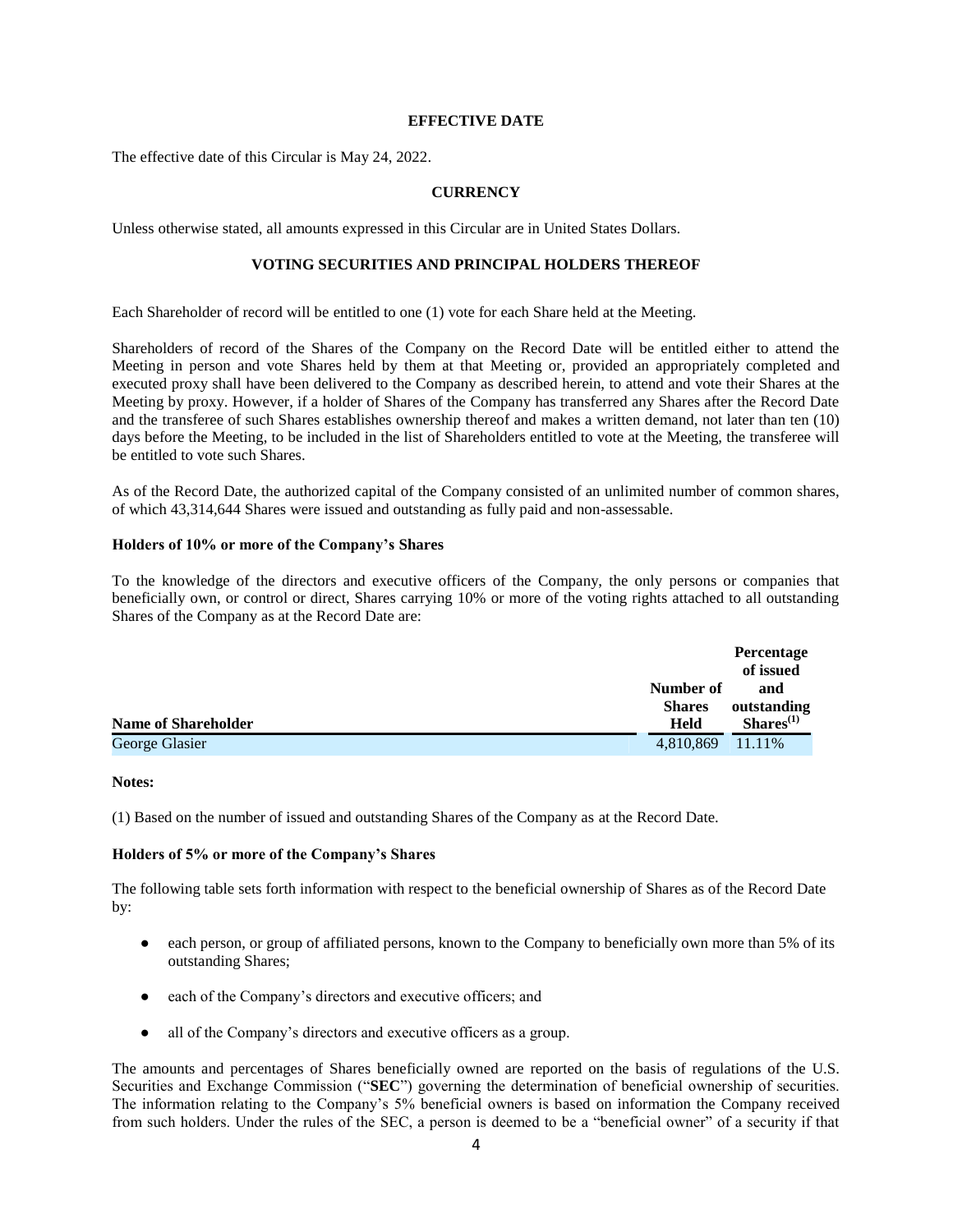## EFFECTIVE DATE

The effective date of this Circular is May 24, 2022.

## CURRENCY

Unless otherwise stated, all amounts expressed in this Circular are in United States Dollars.

## VOTING SECURITIES AND PRINCIPAL HOLDERS THEREOF

Each Shareholder of record will be entitled to one (1) vote for each Share held at the Meeting.

Shareholders of record of the Shares of the Company on the Record Date will be entitled either to attend the Meeting in person and vote Shares held by them at that Meeting or, provided an appropriately completed and executed proxy shall have been delivered to the Company as described herein, to attend and vote their Shares at the Meeting by proxy. However, if a holder of Shares of the Company has transferred any Shares after the Record Date and the transferee of such Shares establishes ownership thereof and makes a written demand, not later than ten (10) days before the Meeting, to be included in the list of Shareholders entitled to vote at the Meeting, the transferee will be entitled to vote such Shares.

As of the Record Date, the authorized capital of the Company consisted of an unlimited number of common shares, of which 43,314,644 Shares were issued and outstanding as fully paid and non-assessable.

**Holders of 10% or more of the Company's Shares**

To the knowledge of the directors and executive officers of the Company, the only persons or companies that beneficially own, or control or direct, Shares carrying 10% or more of the voting rights attached to all outstanding Shares of the Company as at the Record Date are:

| Name of Shareholder | Number of Shares Held | Percentage of issued and outstanding Shares[(1)] |
|---|---|---|
| George Glasier | 4,810,869 | 11.11% |

**Notes:**

(1) Based on the number of issued and outstanding Shares of the Company as at the Record Date.

**Holders of 5% or more of the Company's Shares**

The following table sets forth information with respect to the beneficial ownership of Shares as of the Record Date by:

- each person, or group of affiliated persons, known to the Company to beneficially own more than 5% of its outstanding Shares;
- each of the Company's directors and executive officers; and
- all of the Company's directors and executive officers as a group.

The amounts and percentages of Shares beneficially owned are reported on the basis of regulations of the U.S. Securities and Exchange Commission ("**SEC**") governing the determination of beneficial ownership of securities. The information relating to the Company's 5% beneficial owners is based on information the Company received from such holders. Under the rules of the SEC, a person is deemed to be a "beneficial owner" of a security if that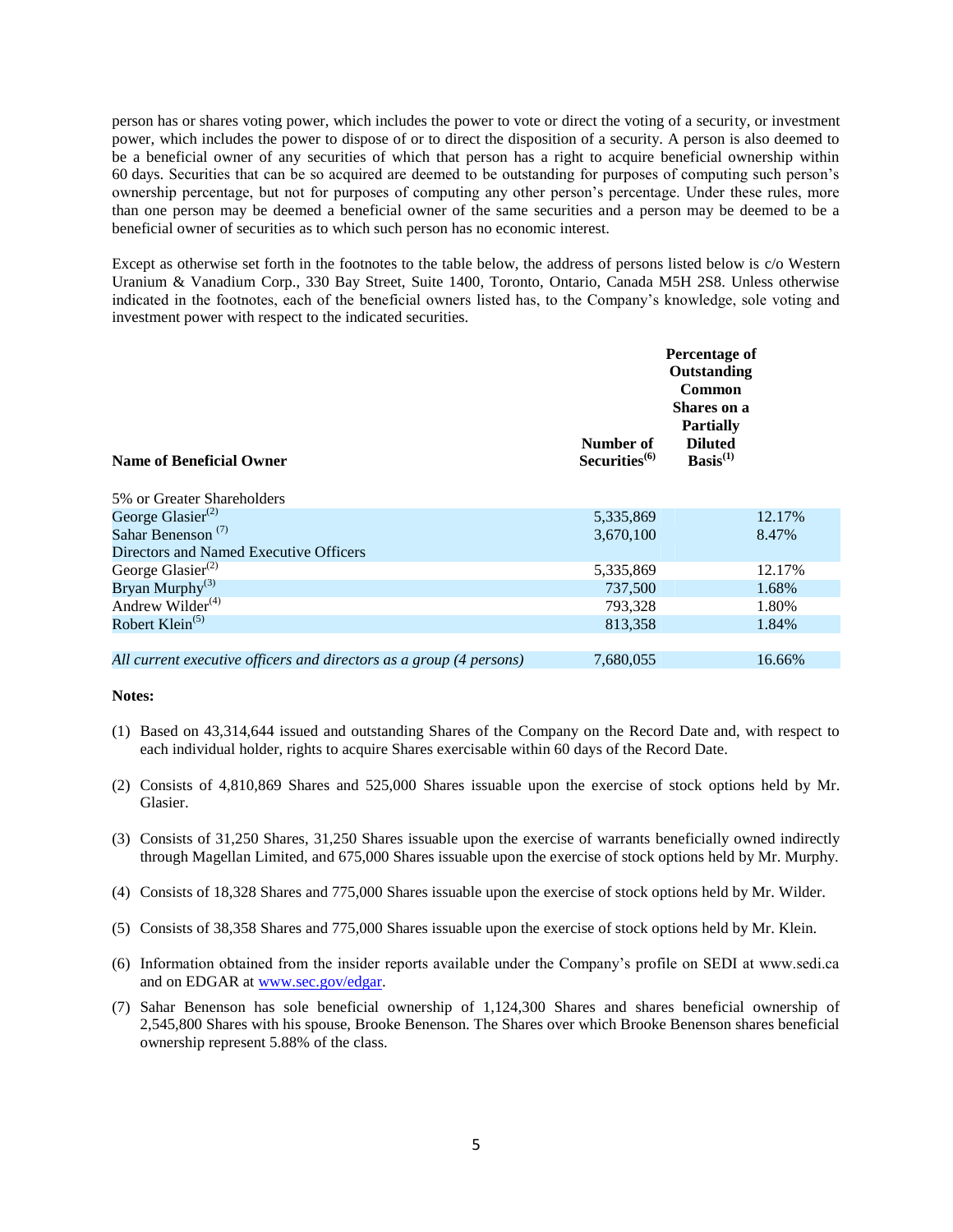person has or shares voting power, which includes the power to vote or direct the voting of a security, or investment power, which includes the power to dispose of or to direct the disposition of a security. A person is also deemed to be a beneficial owner of any securities of which that person has a right to acquire beneficial ownership within 60 days. Securities that can be so acquired are deemed to be outstanding for purposes of computing such person's ownership percentage, but not for purposes of computing any other person's percentage. Under these rules, more than one person may be deemed a beneficial owner of the same securities and a person may be deemed to be a beneficial owner of securities as to which such person has no economic interest.

Except as otherwise set forth in the footnotes to the table below, the address of persons listed below is c/o Western Uranium & Vanadium Corp., 330 Bay Street, Suite 1400, Toronto, Ontario, Canada M5H 2S8. Unless otherwise indicated in the footnotes, each of the beneficial owners listed has, to the Company's knowledge, sole voting and investment power with respect to the indicated securities.

| **Name of Beneficial Owner** | **Number of Securities[6]** | **Percentage of Outstanding Common Shares on a Partially Diluted Basis[1]** |
|---|---|---|
| 5% or Greater Shareholders | | |
| George Glasier[2] | 5,335,869 | 12.17% |
| Sahar Benenson [7] | 3,670,100 | 8.47% |
| Directors and Named Executive Officers | | |
| George Glasier[2] | 5,335,869 | 12.17% |
| Bryan Murphy[3] | 737,500 | 1.68% |
| Andrew Wilder[4] | 793,328 | 1.80% |
| Robert Klein[5] | 813,358 | 1.84% |
| *All current executive officers and directors as a group (4 persons)* | 7,680,055 | 16.66% |

**Notes:**

(1) Based on 43,314,644 issued and outstanding Shares of the Company on the Record Date and, with respect to each individual holder, rights to acquire Shares exercisable within 60 days of the Record Date.

(2) Consists of 4,810,869 Shares and 525,000 Shares issuable upon the exercise of stock options held by Mr. Glasier.

(3) Consists of 31,250 Shares, 31,250 Shares issuable upon the exercise of warrants beneficially owned indirectly through Magellan Limited, and 675,000 Shares issuable upon the exercise of stock options held by Mr. Murphy.

(4) Consists of 18,328 Shares and 775,000 Shares issuable upon the exercise of stock options held by Mr. Wilder.

(5) Consists of 38,358 Shares and 775,000 Shares issuable upon the exercise of stock options held by Mr. Klein.

(6) Information obtained from the insider reports available under the Company's profile on SEDI at www.sedi.ca and on EDGAR at www.sec.gov/edgar.

(7) Sahar Benenson has sole beneficial ownership of 1,124,300 Shares and shares beneficial ownership of 2,545,800 Shares with his spouse, Brooke Benenson. The Shares over which Brooke Benenson shares beneficial ownership represent 5.88% of the class.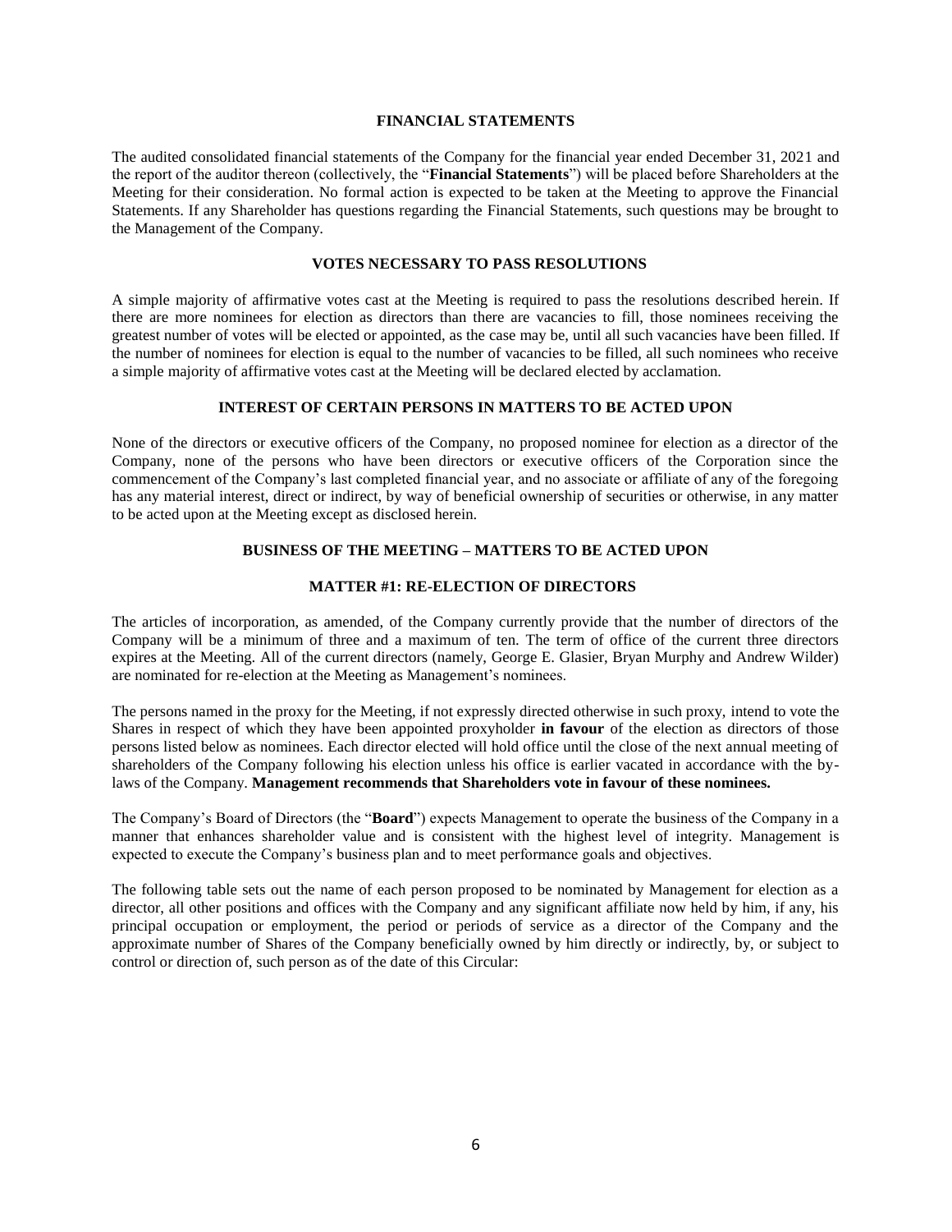## FINANCIAL STATEMENTS

The audited consolidated financial statements of the Company for the financial year ended December 31, 2021 and the report of the auditor thereon (collectively, the "**Financial Statements**") will be placed before Shareholders at the Meeting for their consideration. No formal action is expected to be taken at the Meeting to approve the Financial Statements. If any Shareholder has questions regarding the Financial Statements, such questions may be brought to the Management of the Company.

## VOTES NECESSARY TO PASS RESOLUTIONS

A simple majority of affirmative votes cast at the Meeting is required to pass the resolutions described herein. If there are more nominees for election as directors than there are vacancies to fill, those nominees receiving the greatest number of votes will be elected or appointed, as the case may be, until all such vacancies have been filled. If the number of nominees for election is equal to the number of vacancies to be filled, all such nominees who receive a simple majority of affirmative votes cast at the Meeting will be declared elected by acclamation.

## INTEREST OF CERTAIN PERSONS IN MATTERS TO BE ACTED UPON

None of the directors or executive officers of the Company, no proposed nominee for election as a director of the Company, none of the persons who have been directors or executive officers of the Corporation since the commencement of the Company's last completed financial year, and no associate or affiliate of any of the foregoing has any material interest, direct or indirect, by way of beneficial ownership of securities or otherwise, in any matter to be acted upon at the Meeting except as disclosed herein.

## BUSINESS OF THE MEETING – MATTERS TO BE ACTED UPON

### MATTER #1: RE-ELECTION OF DIRECTORS

The articles of incorporation, as amended, of the Company currently provide that the number of directors of the Company will be a minimum of three and a maximum of ten. The term of office of the current three directors expires at the Meeting. All of the current directors (namely, George E. Glasier, Bryan Murphy and Andrew Wilder) are nominated for re-election at the Meeting as Management's nominees.

The persons named in the proxy for the Meeting, if not expressly directed otherwise in such proxy, intend to vote the Shares in respect of which they have been appointed proxyholder **in favour** of the election as directors of those persons listed below as nominees. Each director elected will hold office until the close of the next annual meeting of shareholders of the Company following his election unless his office is earlier vacated in accordance with the by-laws of the Company. **Management recommends that Shareholders vote in favour of these nominees.**

The Company's Board of Directors (the "**Board**") expects Management to operate the business of the Company in a manner that enhances shareholder value and is consistent with the highest level of integrity. Management is expected to execute the Company's business plan and to meet performance goals and objectives.

The following table sets out the name of each person proposed to be nominated by Management for election as a director, all other positions and offices with the Company and any significant affiliate now held by him, if any, his principal occupation or employment, the period or periods of service as a director of the Company and the approximate number of Shares of the Company beneficially owned by him directly or indirectly, by, or subject to control or direction of, such person as of the date of this Circular: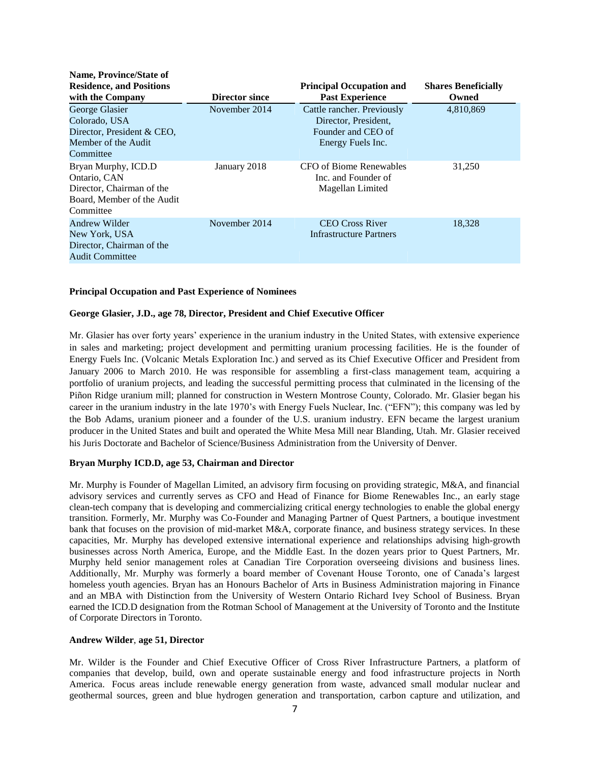| Name, Province/State of Residence, and Positions with the Company | Director since | Principal Occupation and Past Experience | Shares Beneficially Owned |
|---|---|---|---|
| George Glasier<br>Colorado, USA<br>Director, President & CEO, Member of the Audit Committee | November 2014 | Cattle rancher. Previously Director, President, Founder and CEO of Energy Fuels Inc. | 4,810,869 |
| Bryan Murphy, ICD.D<br>Ontario, CAN<br>Director, Chairman of the Board, Member of the Audit Committee | January 2018 | CFO of Biome Renewables Inc. and Founder of Magellan Limited | 31,250 |
| Andrew Wilder<br>New York, USA<br>Director, Chairman of the Audit Committee | November 2014 | CEO Cross River Infrastructure Partners | 18,328 |

**Principal Occupation and Past Experience of Nominees**

**George Glasier, J.D., age 78, Director, President and Chief Executive Officer**

Mr. Glasier has over forty years' experience in the uranium industry in the United States, with extensive experience in sales and marketing; project development and permitting uranium processing facilities. He is the founder of Energy Fuels Inc. (Volcanic Metals Exploration Inc.) and served as its Chief Executive Officer and President from January 2006 to March 2010. He was responsible for assembling a first-class management team, acquiring a portfolio of uranium projects, and leading the successful permitting process that culminated in the licensing of the Piñon Ridge uranium mill; planned for construction in Western Montrose County, Colorado. Mr. Glasier began his career in the uranium industry in the late 1970's with Energy Fuels Nuclear, Inc. ("EFN"); this company was led by the Bob Adams, uranium pioneer and a founder of the U.S. uranium industry. EFN became the largest uranium producer in the United States and built and operated the White Mesa Mill near Blanding, Utah. Mr. Glasier received his Juris Doctorate and Bachelor of Science/Business Administration from the University of Denver.

**Bryan Murphy ICD.D, age 53, Chairman and Director**

Mr. Murphy is Founder of Magellan Limited, an advisory firm focusing on providing strategic, M&A, and financial advisory services and currently serves as CFO and Head of Finance for Biome Renewables Inc., an early stage clean-tech company that is developing and commercializing critical energy technologies to enable the global energy transition. Formerly, Mr. Murphy was Co-Founder and Managing Partner of Quest Partners, a boutique investment bank that focuses on the provision of mid-market M&A, corporate finance, and business strategy services. In these capacities, Mr. Murphy has developed extensive international experience and relationships advising high-growth businesses across North America, Europe, and the Middle East. In the dozen years prior to Quest Partners, Mr. Murphy held senior management roles at Canadian Tire Corporation overseeing divisions and business lines. Additionally, Mr. Murphy was formerly a board member of Covenant House Toronto, one of Canada's largest homeless youth agencies. Bryan has an Honours Bachelor of Arts in Business Administration majoring in Finance and an MBA with Distinction from the University of Western Ontario Richard Ivey School of Business. Bryan earned the ICD.D designation from the Rotman School of Management at the University of Toronto and the Institute of Corporate Directors in Toronto.

**Andrew Wilder, age 51, Director**

Mr. Wilder is the Founder and Chief Executive Officer of Cross River Infrastructure Partners, a platform of companies that develop, build, own and operate sustainable energy and food infrastructure projects in North America. Focus areas include renewable energy generation from waste, advanced small modular nuclear and geothermal sources, green and blue hydrogen generation and transportation, carbon capture and utilization, and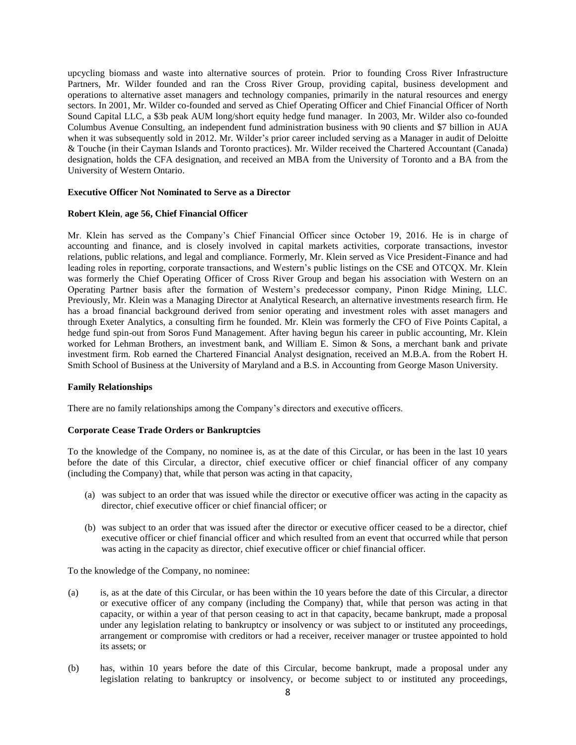upcycling biomass and waste into alternative sources of protein. Prior to founding Cross River Infrastructure Partners, Mr. Wilder founded and ran the Cross River Group, providing capital, business development and operations to alternative asset managers and technology companies, primarily in the natural resources and energy sectors. In 2001, Mr. Wilder co-founded and served as Chief Operating Officer and Chief Financial Officer of North Sound Capital LLC, a $3b peak AUM long/short equity hedge fund manager. In 2003, Mr. Wilder also co-founded Columbus Avenue Consulting, an independent fund administration business with 90 clients and $7 billion in AUA when it was subsequently sold in 2012. Mr. Wilder's prior career included serving as a Manager in audit of Deloitte & Touche (in their Cayman Islands and Toronto practices). Mr. Wilder received the Chartered Accountant (Canada) designation, holds the CFA designation, and received an MBA from the University of Toronto and a BA from the University of Western Ontario.

**Executive Officer Not Nominated to Serve as a Director**

**Robert Klein, age 56, Chief Financial Officer**

Mr. Klein has served as the Company's Chief Financial Officer since October 19, 2016. He is in charge of accounting and finance, and is closely involved in capital markets activities, corporate transactions, investor relations, public relations, and legal and compliance. Formerly, Mr. Klein served as Vice President-Finance and had leading roles in reporting, corporate transactions, and Western's public listings on the CSE and OTCQX. Mr. Klein was formerly the Chief Operating Officer of Cross River Group and began his association with Western on an Operating Partner basis after the formation of Western's predecessor company, Pinon Ridge Mining, LLC. Previously, Mr. Klein was a Managing Director at Analytical Research, an alternative investments research firm. He has a broad financial background derived from senior operating and investment roles with asset managers and through Exeter Analytics, a consulting firm he founded. Mr. Klein was formerly the CFO of Five Points Capital, a hedge fund spin-out from Soros Fund Management. After having begun his career in public accounting, Mr. Klein worked for Lehman Brothers, an investment bank, and William E. Simon & Sons, a merchant bank and private investment firm. Rob earned the Chartered Financial Analyst designation, received an M.B.A. from the Robert H. Smith School of Business at the University of Maryland and a B.S. in Accounting from George Mason University.

**Family Relationships**

There are no family relationships among the Company's directors and executive officers.

**Corporate Cease Trade Orders or Bankruptcies**

To the knowledge of the Company, no nominee is, as at the date of this Circular, or has been in the last 10 years before the date of this Circular, a director, chief executive officer or chief financial officer of any company (including the Company) that, while that person was acting in that capacity,

(a) was subject to an order that was issued while the director or executive officer was acting in the capacity as director, chief executive officer or chief financial officer; or

(b) was subject to an order that was issued after the director or executive officer ceased to be a director, chief executive officer or chief financial officer and which resulted from an event that occurred while that person was acting in the capacity as director, chief executive officer or chief financial officer.

To the knowledge of the Company, no nominee:

(a) is, as at the date of this Circular, or has been within the 10 years before the date of this Circular, a director or executive officer of any company (including the Company) that, while that person was acting in that capacity, or within a year of that person ceasing to act in that capacity, became bankrupt, made a proposal under any legislation relating to bankruptcy or insolvency or was subject to or instituted any proceedings, arrangement or compromise with creditors or had a receiver, receiver manager or trustee appointed to hold its assets; or

(b) has, within 10 years before the date of this Circular, become bankrupt, made a proposal under any legislation relating to bankruptcy or insolvency, or become subject to or instituted any proceedings,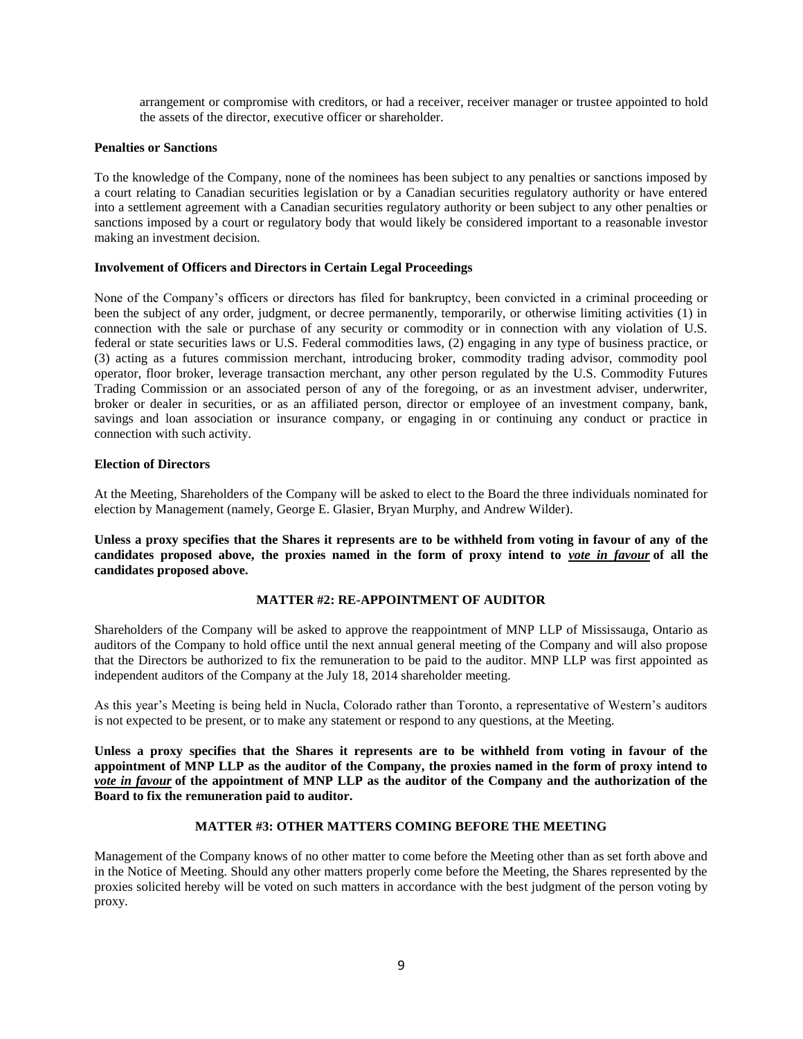arrangement or compromise with creditors, or had a receiver, receiver manager or trustee appointed to hold the assets of the director, executive officer or shareholder.

**Penalties or Sanctions**

To the knowledge of the Company, none of the nominees has been subject to any penalties or sanctions imposed by a court relating to Canadian securities legislation or by a Canadian securities regulatory authority or have entered into a settlement agreement with a Canadian securities regulatory authority or been subject to any other penalties or sanctions imposed by a court or regulatory body that would likely be considered important to a reasonable investor making an investment decision.

**Involvement of Officers and Directors in Certain Legal Proceedings**

None of the Company's officers or directors has filed for bankruptcy, been convicted in a criminal proceeding or been the subject of any order, judgment, or decree permanently, temporarily, or otherwise limiting activities (1) in connection with the sale or purchase of any security or commodity or in connection with any violation of U.S. federal or state securities laws or U.S. Federal commodities laws, (2) engaging in any type of business practice, or (3) acting as a futures commission merchant, introducing broker, commodity trading advisor, commodity pool operator, floor broker, leverage transaction merchant, any other person regulated by the U.S. Commodity Futures Trading Commission or an associated person of any of the foregoing, or as an investment adviser, underwriter, broker or dealer in securities, or as an affiliated person, director or employee of an investment company, bank, savings and loan association or insurance company, or engaging in or continuing any conduct or practice in connection with such activity.

**Election of Directors**

At the Meeting, Shareholders of the Company will be asked to elect to the Board the three individuals nominated for election by Management (namely, George E. Glasier, Bryan Murphy, and Andrew Wilder).

**Unless a proxy specifies that the Shares it represents are to be withheld from voting in favour of any of the candidates proposed above, the proxies named in the form of proxy intend to *vote in favour* of all the candidates proposed above.**

## MATTER #2: RE-APPOINTMENT OF AUDITOR

Shareholders of the Company will be asked to approve the reappointment of MNP LLP of Mississauga, Ontario as auditors of the Company to hold office until the next annual general meeting of the Company and will also propose that the Directors be authorized to fix the remuneration to be paid to the auditor. MNP LLP was first appointed as independent auditors of the Company at the July 18, 2014 shareholder meeting.

As this year's Meeting is being held in Nucla, Colorado rather than Toronto, a representative of Western's auditors is not expected to be present, or to make any statement or respond to any questions, at the Meeting.

**Unless a proxy specifies that the Shares it represents are to be withheld from voting in favour of the appointment of MNP LLP as the auditor of the Company, the proxies named in the form of proxy intend to *vote in favour* of the appointment of MNP LLP as the auditor of the Company and the authorization of the Board to fix the remuneration paid to auditor.**

## MATTER #3: OTHER MATTERS COMING BEFORE THE MEETING

Management of the Company knows of no other matter to come before the Meeting other than as set forth above and in the Notice of Meeting. Should any other matters properly come before the Meeting, the Shares represented by the proxies solicited hereby will be voted on such matters in accordance with the best judgment of the person voting by proxy.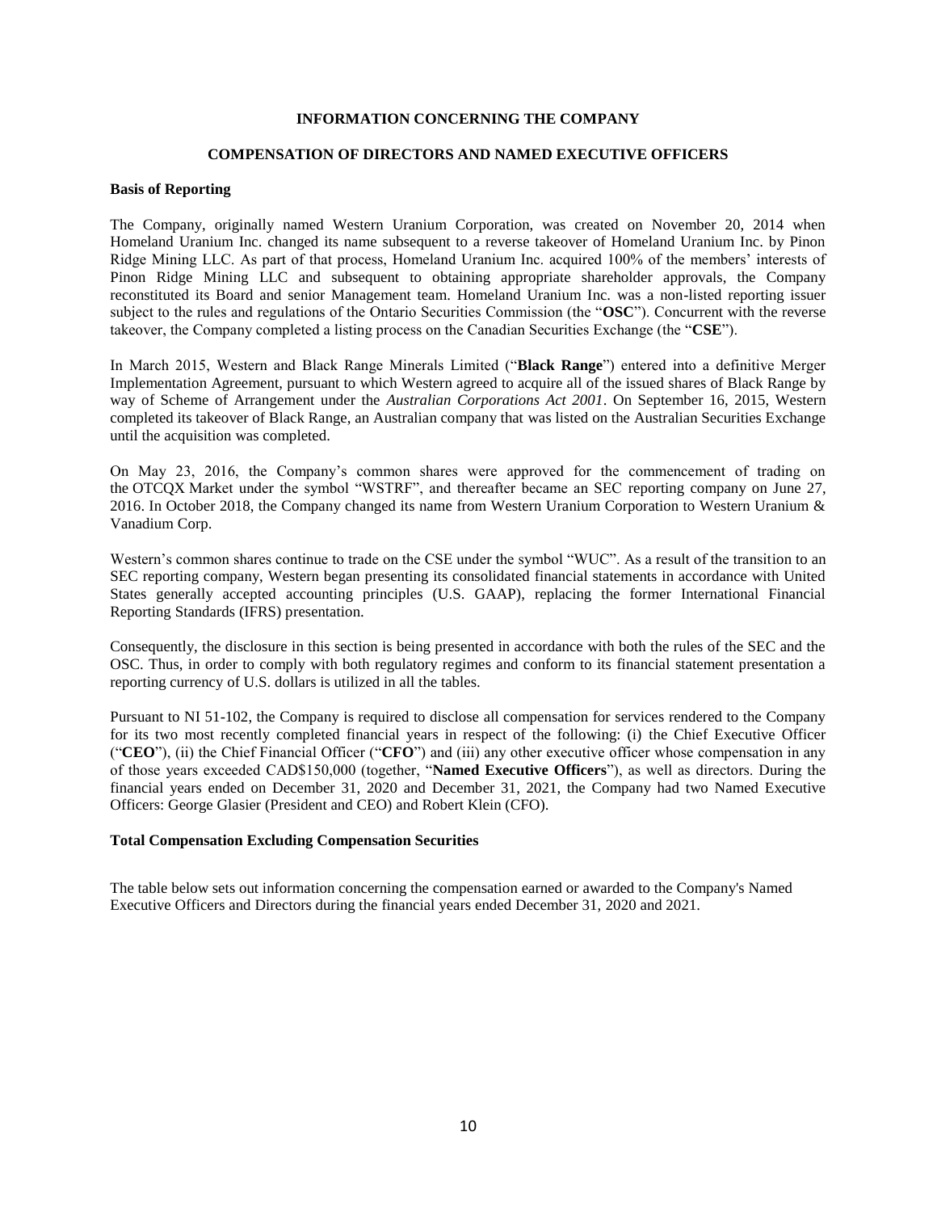## INFORMATION CONCERNING THE COMPANY

## COMPENSATION OF DIRECTORS AND NAMED EXECUTIVE OFFICERS

### Basis of Reporting

The Company, originally named Western Uranium Corporation, was created on November 20, 2014 when Homeland Uranium Inc. changed its name subsequent to a reverse takeover of Homeland Uranium Inc. by Pinon Ridge Mining LLC. As part of that process, Homeland Uranium Inc. acquired 100% of the members' interests of Pinon Ridge Mining LLC and subsequent to obtaining appropriate shareholder approvals, the Company reconstituted its Board and senior Management team. Homeland Uranium Inc. was a non-listed reporting issuer subject to the rules and regulations of the Ontario Securities Commission (the "**OSC**"). Concurrent with the reverse takeover, the Company completed a listing process on the Canadian Securities Exchange (the "**CSE**").

In March 2015, Western and Black Range Minerals Limited ("**Black Range**") entered into a definitive Merger Implementation Agreement, pursuant to which Western agreed to acquire all of the issued shares of Black Range by way of Scheme of Arrangement under the *Australian Corporations Act 2001*. On September 16, 2015, Western completed its takeover of Black Range, an Australian company that was listed on the Australian Securities Exchange until the acquisition was completed.

On May 23, 2016, the Company's common shares were approved for the commencement of trading on the OTCQX Market under the symbol "WSTRF", and thereafter became an SEC reporting company on June 27, 2016. In October 2018, the Company changed its name from Western Uranium Corporation to Western Uranium & Vanadium Corp.

Western's common shares continue to trade on the CSE under the symbol "WUC". As a result of the transition to an SEC reporting company, Western began presenting its consolidated financial statements in accordance with United States generally accepted accounting principles (U.S. GAAP), replacing the former International Financial Reporting Standards (IFRS) presentation.

Consequently, the disclosure in this section is being presented in accordance with both the rules of the SEC and the OSC. Thus, in order to comply with both regulatory regimes and conform to its financial statement presentation a reporting currency of U.S. dollars is utilized in all the tables.

Pursuant to NI 51-102, the Company is required to disclose all compensation for services rendered to the Company for its two most recently completed financial years in respect of the following: (i) the Chief Executive Officer ("**CEO**"), (ii) the Chief Financial Officer ("**CFO**") and (iii) any other executive officer whose compensation in any of those years exceeded CAD$150,000 (together, "**Named Executive Officers**"), as well as directors. During the financial years ended on December 31, 2020 and December 31, 2021, the Company had two Named Executive Officers: George Glasier (President and CEO) and Robert Klein (CFO).

### Total Compensation Excluding Compensation Securities

The table below sets out information concerning the compensation earned or awarded to the Company's Named Executive Officers and Directors during the financial years ended December 31, 2020 and 2021.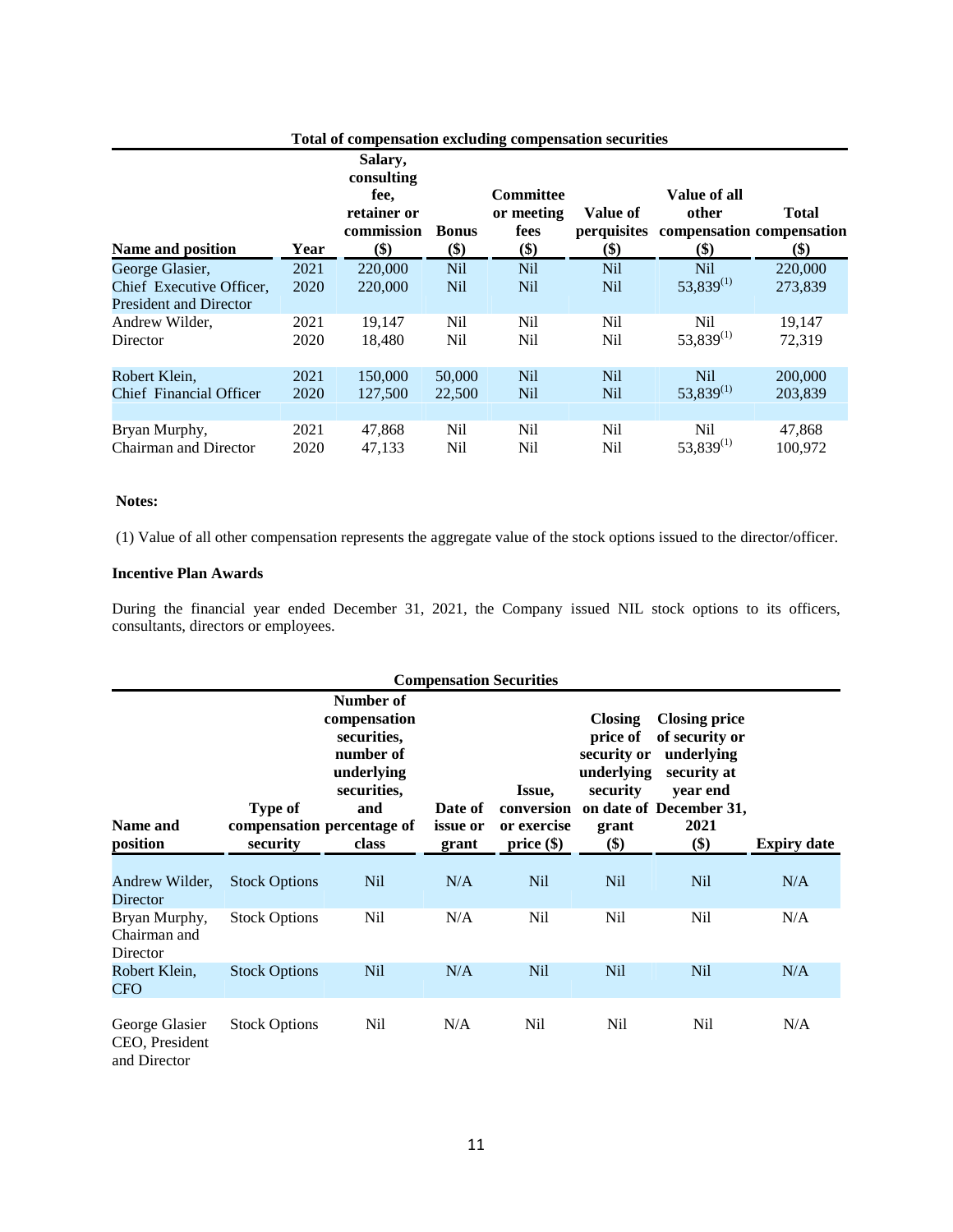**Total of compensation excluding compensation securities**

| Name and position | Year | Salary, consulting fee, retainer or commission ($) | Bonus ($) | Committee or meeting fees ($) | Value of perquisites ($) | Value of all other compensation ($) | Total compensation ($) |
|---|---|---|---|---|---|---|---|
| George Glasier, Chief Executive Officer, President and Director | 2021 | 220,000 | Nil | Nil | Nil | Nil | 220,000 |
| | 2020 | 220,000 | Nil | Nil | Nil | 53,839(1) | 273,839 |
| Andrew Wilder, Director | 2021 | 19,147 | Nil | Nil | Nil | Nil | 19,147 |
| | 2020 | 18,480 | Nil | Nil | Nil | 53,839(1) | 72,319 |
| Robert Klein, Chief Financial Officer | 2021 | 150,000 | 50,000 | Nil | Nil | Nil | 200,000 |
| | 2020 | 127,500 | 22,500 | Nil | Nil | 53,839(1) | 203,839 |
| Bryan Murphy, Chairman and Director | 2021 | 47,868 | Nil | Nil | Nil | Nil | 47,868 |
| | 2020 | 47,133 | Nil | Nil | Nil | 53,839(1) | 100,972 |

**Notes:**

(1) Value of all other compensation represents the aggregate value of the stock options issued to the director/officer.

**Incentive Plan Awards**

During the financial year ended December 31, 2021, the Company issued NIL stock options to its officers, consultants, directors or employees.

**Compensation Securities**

| Name and position | Type of compensation security | Number of compensation securities, number of underlying securities, and percentage of class | Date of issue or grant | Issue, conversion or exercise price ($) | Closing price of security or underlying security on date of grant ($) | Closing price of security or underlying security at year end December 31, 2021 ($) | Expiry date |
|---|---|---|---|---|---|---|---|
| Andrew Wilder, Director | Stock Options | Nil | N/A | Nil | Nil | Nil | N/A |
| Bryan Murphy, Chairman and Director | Stock Options | Nil | N/A | Nil | Nil | Nil | N/A |
| Robert Klein, CFO | Stock Options | Nil | N/A | Nil | Nil | Nil | N/A |
| George Glasier CEO, President and Director | Stock Options | Nil | N/A | Nil | Nil | Nil | N/A |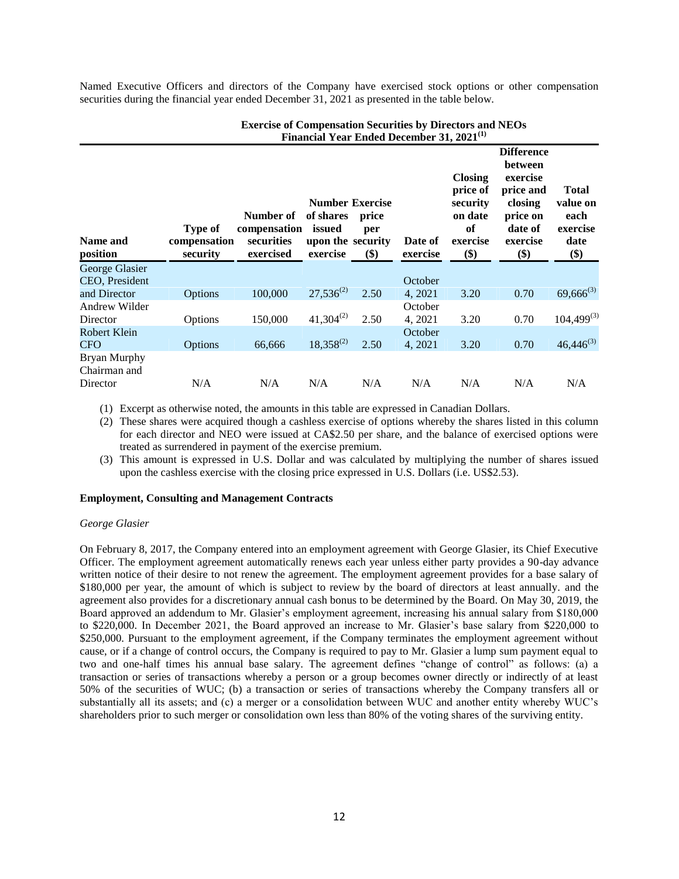Named Executive Officers and directors of the Company have exercised stock options or other compensation securities during the financial year ended December 31, 2021 as presented in the table below.

**Exercise of Compensation Securities by Directors and NEOs Financial Year Ended December 31, 2021[(1)]**

| Name and position | Type of compensation security | Number of compensation securities exercised | Number of shares issued upon the exercise | Exercise price per security ($) | Date of exercise | Closing price of security on date of exercise ($) | Difference between exercise price and closing price on date of exercise ($) | Total value on each exercise date ($) |
|---|---|---|---|---|---|---|---|---|
| George Glasier CEO, President and Director | Options | 100,000 | 27,536[(2)] | 2.50 | October 4, 2021 | 3.20 | 0.70 | 69,666[(3)] |
| Andrew Wilder Director | Options | 150,000 | 41,304[(2)] | 2.50 | October 4, 2021 | 3.20 | 0.70 | 104,499[(3)] |
| Robert Klein CFO | Options | 66,666 | 18,358[(2)] | 2.50 | October 4, 2021 | 3.20 | 0.70 | 46,446[(3)] |
| Bryan Murphy Chairman and Director | N/A | N/A | N/A | N/A | N/A | N/A | N/A | N/A |

(1) Excerpt as otherwise noted, the amounts in this table are expressed in Canadian Dollars.

(2) These shares were acquired though a cashless exercise of options whereby the shares listed in this column for each director and NEO were issued at CA$2.50 per share, and the balance of exercised options were treated as surrendered in payment of the exercise premium.

(3) This amount is expressed in U.S. Dollar and was calculated by multiplying the number of shares issued upon the cashless exercise with the closing price expressed in U.S. Dollars (i.e. US$2.53).

**Employment, Consulting and Management Contracts**

*George Glasier*

On February 8, 2017, the Company entered into an employment agreement with George Glasier, its Chief Executive Officer. The employment agreement automatically renews each year unless either party provides a 90-day advance written notice of their desire to not renew the agreement. The employment agreement provides for a base salary of $180,000 per year, the amount of which is subject to review by the board of directors at least annually. and the agreement also provides for a discretionary annual cash bonus to be determined by the Board. On May 30, 2019, the Board approved an addendum to Mr. Glasier's employment agreement, increasing his annual salary from $180,000 to $220,000. In December 2021, the Board approved an increase to Mr. Glasier's base salary from $220,000 to $250,000. Pursuant to the employment agreement, if the Company terminates the employment agreement without cause, or if a change of control occurs, the Company is required to pay to Mr. Glasier a lump sum payment equal to two and one-half times his annual base salary. The agreement defines "change of control" as follows: (a) a transaction or series of transactions whereby a person or a group becomes owner directly or indirectly of at least 50% of the securities of WUC; (b) a transaction or series of transactions whereby the Company transfers all or substantially all its assets; and (c) a merger or a consolidation between WUC and another entity whereby WUC's shareholders prior to such merger or consolidation own less than 80% of the voting shares of the surviving entity.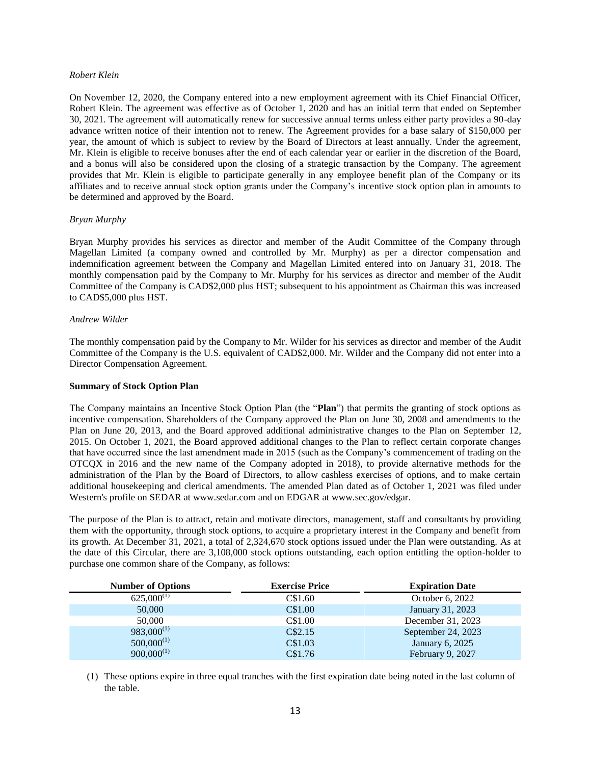*Robert Klein*

On November 12, 2020, the Company entered into a new employment agreement with its Chief Financial Officer, Robert Klein. The agreement was effective as of October 1, 2020 and has an initial term that ended on September 30, 2021. The agreement will automatically renew for successive annual terms unless either party provides a 90-day advance written notice of their intention not to renew. The Agreement provides for a base salary of $150,000 per year, the amount of which is subject to review by the Board of Directors at least annually. Under the agreement, Mr. Klein is eligible to receive bonuses after the end of each calendar year or earlier in the discretion of the Board, and a bonus will also be considered upon the closing of a strategic transaction by the Company. The agreement provides that Mr. Klein is eligible to participate generally in any employee benefit plan of the Company or its affiliates and to receive annual stock option grants under the Company's incentive stock option plan in amounts to be determined and approved by the Board.

*Bryan Murphy*

Bryan Murphy provides his services as director and member of the Audit Committee of the Company through Magellan Limited (a company owned and controlled by Mr. Murphy) as per a director compensation and indemnification agreement between the Company and Magellan Limited entered into on January 31, 2018. The monthly compensation paid by the Company to Mr. Murphy for his services as director and member of the Audit Committee of the Company is CAD$2,000 plus HST; subsequent to his appointment as Chairman this was increased to CAD$5,000 plus HST.

*Andrew Wilder*

The monthly compensation paid by the Company to Mr. Wilder for his services as director and member of the Audit Committee of the Company is the U.S. equivalent of CAD$2,000. Mr. Wilder and the Company did not enter into a Director Compensation Agreement.

**Summary of Stock Option Plan**

The Company maintains an Incentive Stock Option Plan (the "**Plan**") that permits the granting of stock options as incentive compensation. Shareholders of the Company approved the Plan on June 30, 2008 and amendments to the Plan on June 20, 2013, and the Board approved additional administrative changes to the Plan on September 12, 2015. On October 1, 2021, the Board approved additional changes to the Plan to reflect certain corporate changes that have occurred since the last amendment made in 2015 (such as the Company's commencement of trading on the OTCQX in 2016 and the new name of the Company adopted in 2018), to provide alternative methods for the administration of the Plan by the Board of Directors, to allow cashless exercises of options, and to make certain additional housekeeping and clerical amendments. The amended Plan dated as of October 1, 2021 was filed under Western's profile on SEDAR at www.sedar.com and on EDGAR at www.sec.gov/edgar.

The purpose of the Plan is to attract, retain and motivate directors, management, staff and consultants by providing them with the opportunity, through stock options, to acquire a proprietary interest in the Company and benefit from its growth. At December 31, 2021, a total of 2,324,670 stock options issued under the Plan were outstanding. As at the date of this Circular, there are 3,108,000 stock options outstanding, each option entitling the option-holder to purchase one common share of the Company, as follows:

| Number of Options | Exercise Price | Expiration Date |
|---|---|---|
| 625,000[(1)] | C$1.60 | October 6, 2022 |
| 50,000 | C$1.00 | January 31, 2023 |
| 50,000 | C$1.00 | December 31, 2023 |
| 983,000[(1)] | C$2.15 | September 24, 2023 |
| 500,000[(1)] | C$1.03 | January 6, 2025 |
| 900,000[(1)] | C$1.76 | February 9, 2027 |

(1) These options expire in three equal tranches with the first expiration date being noted in the last column of the table.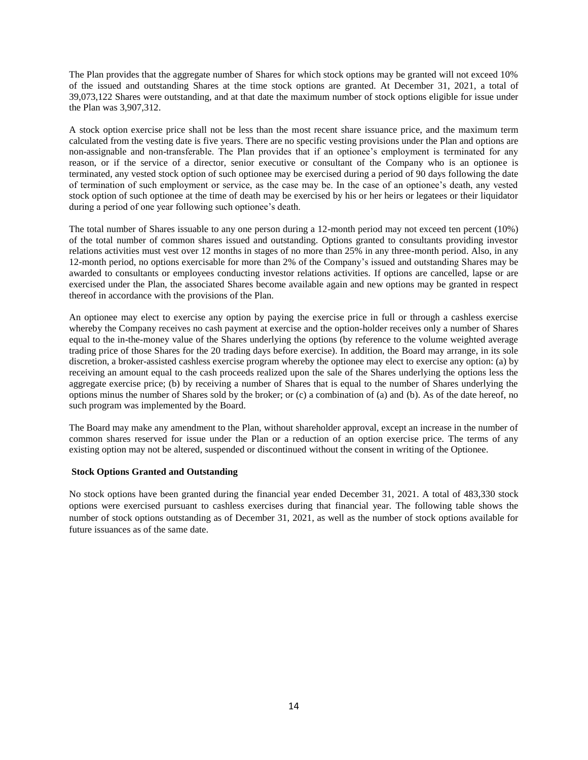The Plan provides that the aggregate number of Shares for which stock options may be granted will not exceed 10% of the issued and outstanding Shares at the time stock options are granted. At December 31, 2021, a total of 39,073,122 Shares were outstanding, and at that date the maximum number of stock options eligible for issue under the Plan was 3,907,312.

A stock option exercise price shall not be less than the most recent share issuance price, and the maximum term calculated from the vesting date is five years. There are no specific vesting provisions under the Plan and options are non-assignable and non-transferable. The Plan provides that if an optionee's employment is terminated for any reason, or if the service of a director, senior executive or consultant of the Company who is an optionee is terminated, any vested stock option of such optionee may be exercised during a period of 90 days following the date of termination of such employment or service, as the case may be. In the case of an optionee's death, any vested stock option of such optionee at the time of death may be exercised by his or her heirs or legatees or their liquidator during a period of one year following such optionee's death.

The total number of Shares issuable to any one person during a 12-month period may not exceed ten percent (10%) of the total number of common shares issued and outstanding. Options granted to consultants providing investor relations activities must vest over 12 months in stages of no more than 25% in any three-month period. Also, in any 12-month period, no options exercisable for more than 2% of the Company's issued and outstanding Shares may be awarded to consultants or employees conducting investor relations activities. If options are cancelled, lapse or are exercised under the Plan, the associated Shares become available again and new options may be granted in respect thereof in accordance with the provisions of the Plan.

An optionee may elect to exercise any option by paying the exercise price in full or through a cashless exercise whereby the Company receives no cash payment at exercise and the option-holder receives only a number of Shares equal to the in-the-money value of the Shares underlying the options (by reference to the volume weighted average trading price of those Shares for the 20 trading days before exercise). In addition, the Board may arrange, in its sole discretion, a broker-assisted cashless exercise program whereby the optionee may elect to exercise any option: (a) by receiving an amount equal to the cash proceeds realized upon the sale of the Shares underlying the options less the aggregate exercise price; (b) by receiving a number of Shares that is equal to the number of Shares underlying the options minus the number of Shares sold by the broker; or (c) a combination of (a) and (b). As of the date hereof, no such program was implemented by the Board.

The Board may make any amendment to the Plan, without shareholder approval, except an increase in the number of common shares reserved for issue under the Plan or a reduction of an option exercise price. The terms of any existing option may not be altered, suspended or discontinued without the consent in writing of the Optionee.

**Stock Options Granted and Outstanding**

No stock options have been granted during the financial year ended December 31, 2021. A total of 483,330 stock options were exercised pursuant to cashless exercises during that financial year. The following table shows the number of stock options outstanding as of December 31, 2021, as well as the number of stock options available for future issuances as of the same date.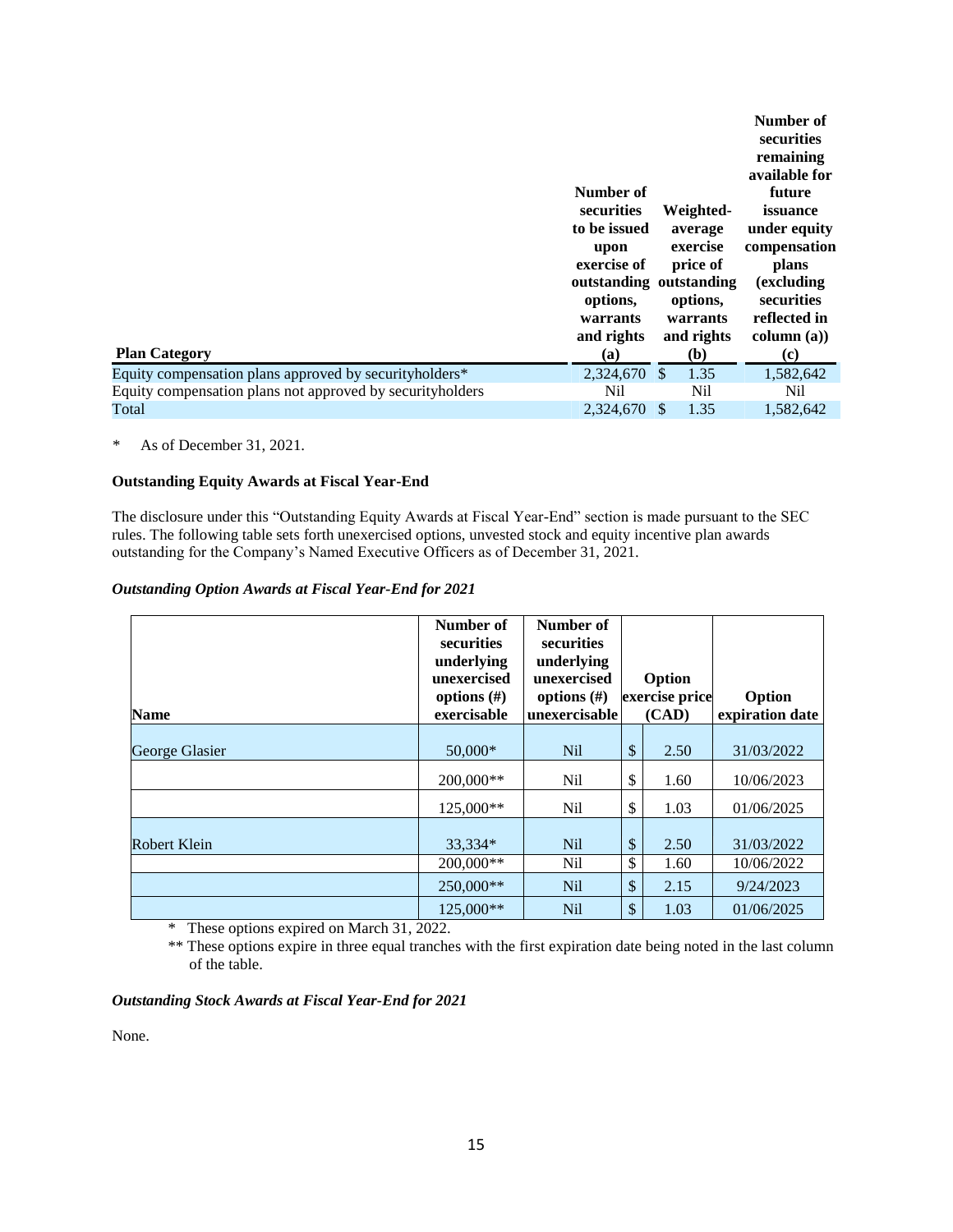| Plan Category | Number of securities to be issued upon exercise of outstanding options, warrants and rights (a) | Weighted-average exercise price of outstanding options, warrants and rights (b) | Number of securities remaining available for future issuance under equity compensation plans (excluding securities reflected in column (a)) (c) |
|---|---|---|---|
| Equity compensation plans approved by securityholders* | 2,324,670 | $ 1.35 | 1,582,642 |
| Equity compensation plans not approved by securityholders | Nil | Nil | Nil |
| Total | 2,324,670 | $ 1.35 | 1,582,642 |

\* As of December 31, 2021.

**Outstanding Equity Awards at Fiscal Year-End**

The disclosure under this "Outstanding Equity Awards at Fiscal Year-End" section is made pursuant to the SEC rules. The following table sets forth unexercised options, unvested stock and equity incentive plan awards outstanding for the Company's Named Executive Officers as of December 31, 2021.

***Outstanding Option Awards at Fiscal Year-End for 2021***

| Name | Number of securities underlying unexercised options (#) exercisable | Number of securities underlying unexercised options (#) unexercisable | Option exercise price (CAD) | Option expiration date |
|---|---|---|---|---|
| George Glasier | 50,000* | Nil | $ 2.50 | 31/03/2022 |
| | 200,000** | Nil | $ 1.60 | 10/06/2023 |
| | 125,000** | Nil | $ 1.03 | 01/06/2025 |
| Robert Klein | 33,334* | Nil | $ 2.50 | 31/03/2022 |
| | 200,000** | Nil | $ 1.60 | 10/06/2022 |
| | 250,000** | Nil | $ 2.15 | 9/24/2023 |
| | 125,000** | Nil | $ 1.03 | 01/06/2025 |

\* These options expired on March 31, 2022.

\*\* These options expire in three equal tranches with the first expiration date being noted in the last column of the table.

***Outstanding Stock Awards at Fiscal Year-End for 2021***

None.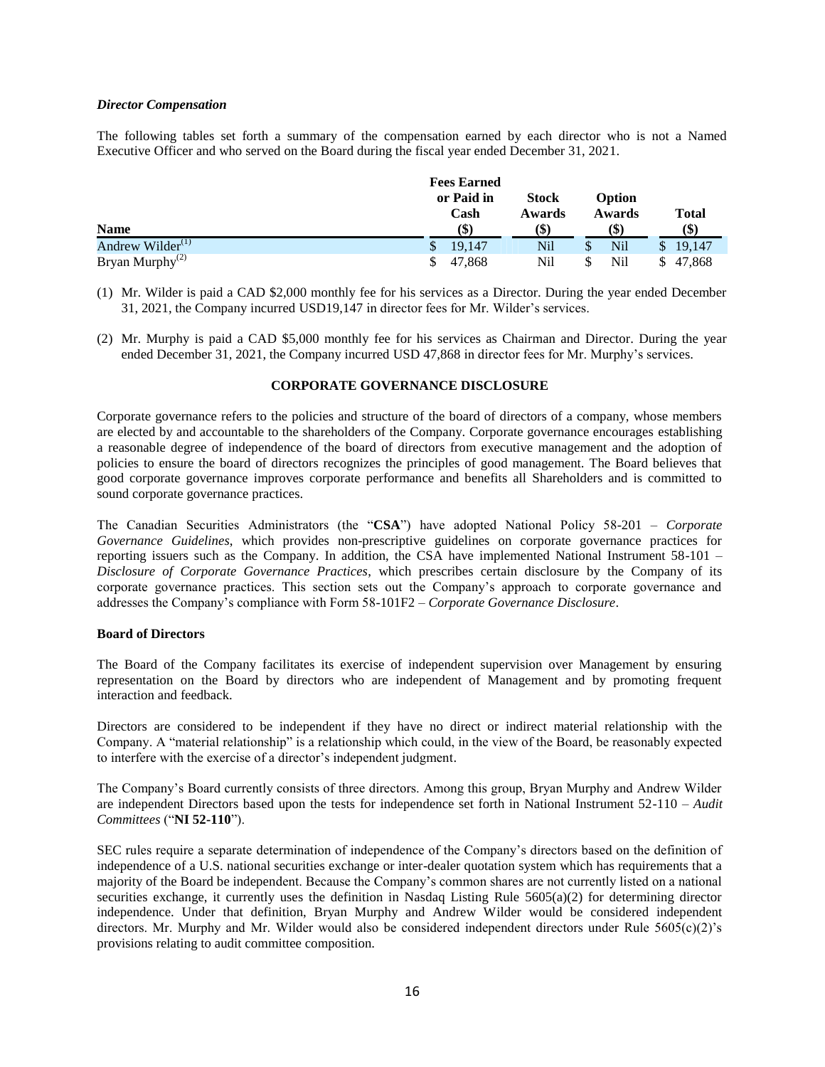### *Director Compensation*

The following tables set forth a summary of the compensation earned by each director who is not a Named Executive Officer and who served on the Board during the fiscal year ended December 31, 2021.

| Name | Fees Earned or Paid in Cash ($) | Stock Awards ($) | Option Awards ($) | Total ($) |
|---|---|---|---|---|
| Andrew Wilder[(1)] | $ 19,147 | Nil | $ Nil | $ 19,147 |
| Bryan Murphy[(2)] | $ 47,868 | Nil | $ Nil | $ 47,868 |

(1) Mr. Wilder is paid a CAD $2,000 monthly fee for his services as a Director. During the year ended December 31, 2021, the Company incurred USD19,147 in director fees for Mr. Wilder's services.

(2) Mr. Murphy is paid a CAD $5,000 monthly fee for his services as Chairman and Director. During the year ended December 31, 2021, the Company incurred USD 47,868 in director fees for Mr. Murphy's services.

## CORPORATE GOVERNANCE DISCLOSURE

Corporate governance refers to the policies and structure of the board of directors of a company, whose members are elected by and accountable to the shareholders of the Company. Corporate governance encourages establishing a reasonable degree of independence of the board of directors from executive management and the adoption of policies to ensure the board of directors recognizes the principles of good management. The Board believes that good corporate governance improves corporate performance and benefits all Shareholders and is committed to sound corporate governance practices.

The Canadian Securities Administrators (the "**CSA**") have adopted National Policy 58-201 – *Corporate Governance Guidelines*, which provides non-prescriptive guidelines on corporate governance practices for reporting issuers such as the Company. In addition, the CSA have implemented National Instrument 58-101 – *Disclosure of Corporate Governance Practices*, which prescribes certain disclosure by the Company of its corporate governance practices. This section sets out the Company's approach to corporate governance and addresses the Company's compliance with Form 58-101F2 – *Corporate Governance Disclosure*.

### Board of Directors

The Board of the Company facilitates its exercise of independent supervision over Management by ensuring representation on the Board by directors who are independent of Management and by promoting frequent interaction and feedback.

Directors are considered to be independent if they have no direct or indirect material relationship with the Company. A "material relationship" is a relationship which could, in the view of the Board, be reasonably expected to interfere with the exercise of a director's independent judgment.

The Company's Board currently consists of three directors. Among this group, Bryan Murphy and Andrew Wilder are independent Directors based upon the tests for independence set forth in National Instrument 52-110 – *Audit Committees* ("**NI 52-110**").

SEC rules require a separate determination of independence of the Company's directors based on the definition of independence of a U.S. national securities exchange or inter-dealer quotation system which has requirements that a majority of the Board be independent. Because the Company's common shares are not currently listed on a national securities exchange, it currently uses the definition in Nasdaq Listing Rule 5605(a)(2) for determining director independence. Under that definition, Bryan Murphy and Andrew Wilder would be considered independent directors. Mr. Murphy and Mr. Wilder would also be considered independent directors under Rule 5605(c)(2)'s provisions relating to audit committee composition.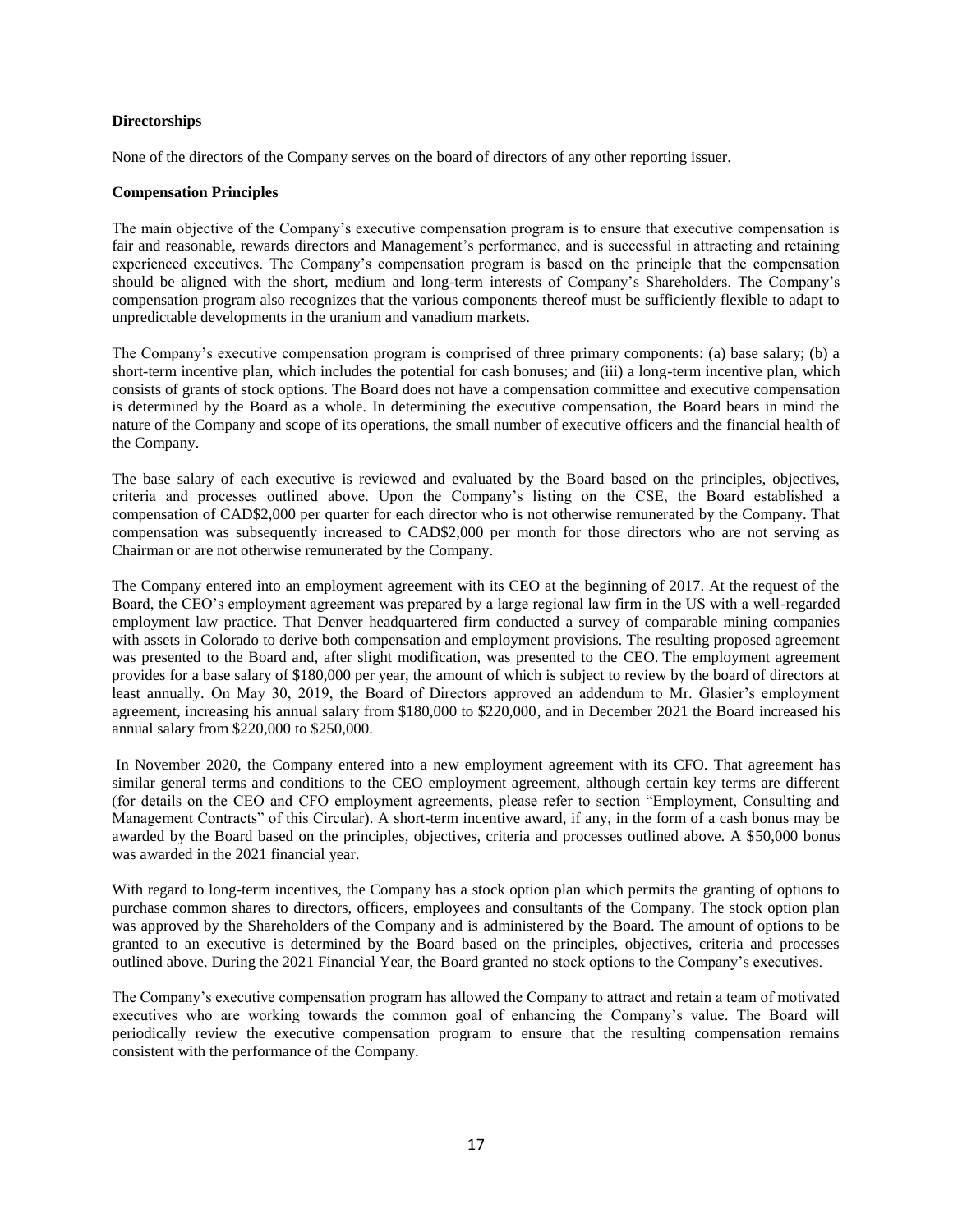**Directorships**

None of the directors of the Company serves on the board of directors of any other reporting issuer.

**Compensation Principles**

The main objective of the Company's executive compensation program is to ensure that executive compensation is fair and reasonable, rewards directors and Management's performance, and is successful in attracting and retaining experienced executives. The Company's compensation program is based on the principle that the compensation should be aligned with the short, medium and long-term interests of Company's Shareholders. The Company's compensation program also recognizes that the various components thereof must be sufficiently flexible to adapt to unpredictable developments in the uranium and vanadium markets.

The Company's executive compensation program is comprised of three primary components: (a) base salary; (b) a short-term incentive plan, which includes the potential for cash bonuses; and (iii) a long-term incentive plan, which consists of grants of stock options. The Board does not have a compensation committee and executive compensation is determined by the Board as a whole. In determining the executive compensation, the Board bears in mind the nature of the Company and scope of its operations, the small number of executive officers and the financial health of the Company.

The base salary of each executive is reviewed and evaluated by the Board based on the principles, objectives, criteria and processes outlined above. Upon the Company's listing on the CSE, the Board established a compensation of CAD$2,000 per quarter for each director who is not otherwise remunerated by the Company. That compensation was subsequently increased to CAD$2,000 per month for those directors who are not serving as Chairman or are not otherwise remunerated by the Company.

The Company entered into an employment agreement with its CEO at the beginning of 2017. At the request of the Board, the CEO's employment agreement was prepared by a large regional law firm in the US with a well-regarded employment law practice. That Denver headquartered firm conducted a survey of comparable mining companies with assets in Colorado to derive both compensation and employment provisions. The resulting proposed agreement was presented to the Board and, after slight modification, was presented to the CEO. The employment agreement provides for a base salary of $180,000 per year, the amount of which is subject to review by the board of directors at least annually. On May 30, 2019, the Board of Directors approved an addendum to Mr. Glasier's employment agreement, increasing his annual salary from $180,000 to $220,000, and in December 2021 the Board increased his annual salary from $220,000 to $250,000.

In November 2020, the Company entered into a new employment agreement with its CFO. That agreement has similar general terms and conditions to the CEO employment agreement, although certain key terms are different (for details on the CEO and CFO employment agreements, please refer to section "Employment, Consulting and Management Contracts" of this Circular). A short-term incentive award, if any, in the form of a cash bonus may be awarded by the Board based on the principles, objectives, criteria and processes outlined above. A $50,000 bonus was awarded in the 2021 financial year.

With regard to long-term incentives, the Company has a stock option plan which permits the granting of options to purchase common shares to directors, officers, employees and consultants of the Company. The stock option plan was approved by the Shareholders of the Company and is administered by the Board. The amount of options to be granted to an executive is determined by the Board based on the principles, objectives, criteria and processes outlined above. During the 2021 Financial Year, the Board granted no stock options to the Company's executives.

The Company's executive compensation program has allowed the Company to attract and retain a team of motivated executives who are working towards the common goal of enhancing the Company's value. The Board will periodically review the executive compensation program to ensure that the resulting compensation remains consistent with the performance of the Company.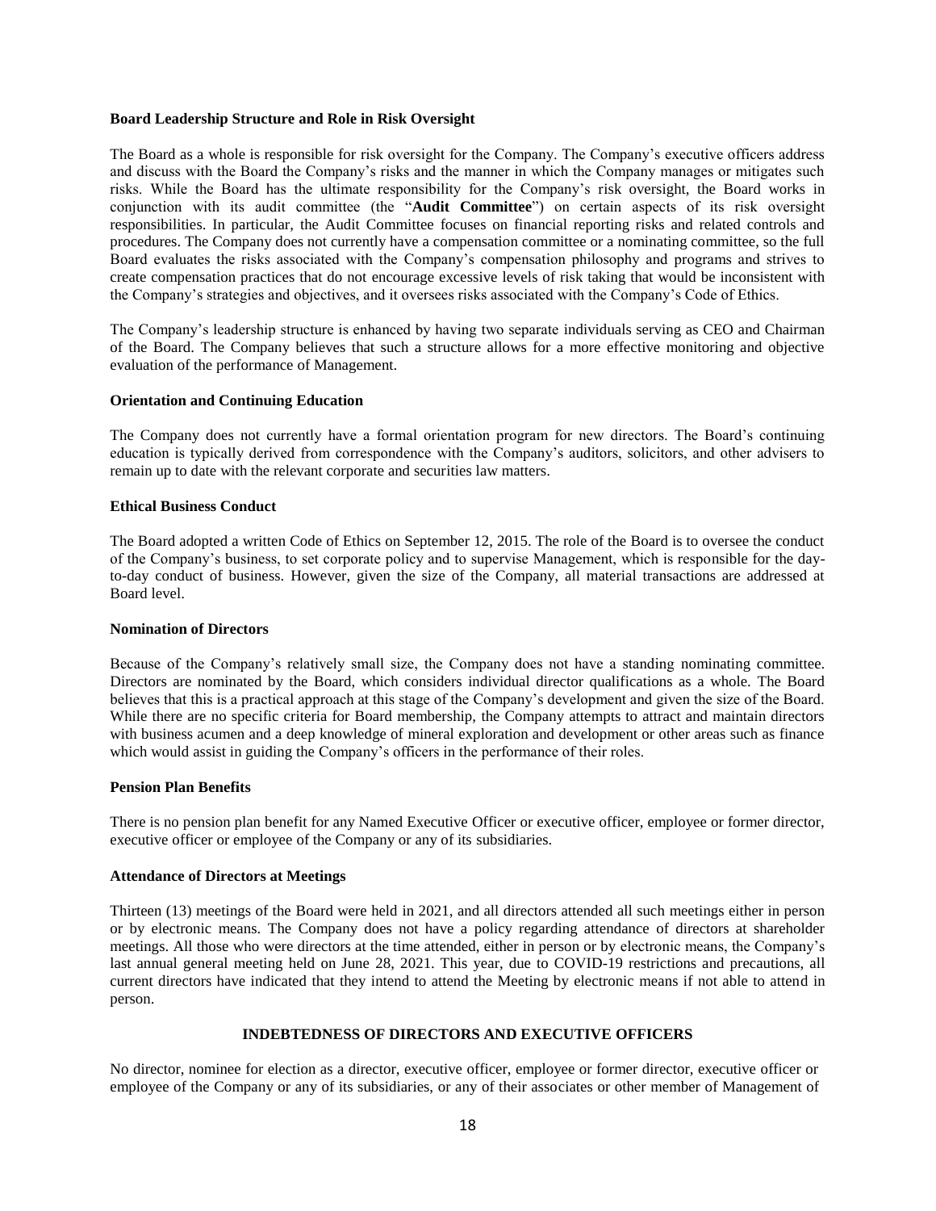**Board Leadership Structure and Role in Risk Oversight**

The Board as a whole is responsible for risk oversight for the Company. The Company's executive officers address and discuss with the Board the Company's risks and the manner in which the Company manages or mitigates such risks. While the Board has the ultimate responsibility for the Company's risk oversight, the Board works in conjunction with its audit committee (the "**Audit Committee**") on certain aspects of its risk oversight responsibilities. In particular, the Audit Committee focuses on financial reporting risks and related controls and procedures. The Company does not currently have a compensation committee or a nominating committee, so the full Board evaluates the risks associated with the Company's compensation philosophy and programs and strives to create compensation practices that do not encourage excessive levels of risk taking that would be inconsistent with the Company's strategies and objectives, and it oversees risks associated with the Company's Code of Ethics.

The Company's leadership structure is enhanced by having two separate individuals serving as CEO and Chairman of the Board. The Company believes that such a structure allows for a more effective monitoring and objective evaluation of the performance of Management.

**Orientation and Continuing Education**

The Company does not currently have a formal orientation program for new directors. The Board's continuing education is typically derived from correspondence with the Company's auditors, solicitors, and other advisers to remain up to date with the relevant corporate and securities law matters.

**Ethical Business Conduct**

The Board adopted a written Code of Ethics on September 12, 2015. The role of the Board is to oversee the conduct of the Company's business, to set corporate policy and to supervise Management, which is responsible for the day-to-day conduct of business. However, given the size of the Company, all material transactions are addressed at Board level.

**Nomination of Directors**

Because of the Company's relatively small size, the Company does not have a standing nominating committee. Directors are nominated by the Board, which considers individual director qualifications as a whole. The Board believes that this is a practical approach at this stage of the Company's development and given the size of the Board. While there are no specific criteria for Board membership, the Company attempts to attract and maintain directors with business acumen and a deep knowledge of mineral exploration and development or other areas such as finance which would assist in guiding the Company's officers in the performance of their roles.

**Pension Plan Benefits**

There is no pension plan benefit for any Named Executive Officer or executive officer, employee or former director, executive officer or employee of the Company or any of its subsidiaries.

**Attendance of Directors at Meetings**

Thirteen (13) meetings of the Board were held in 2021, and all directors attended all such meetings either in person or by electronic means. The Company does not have a policy regarding attendance of directors at shareholder meetings. All those who were directors at the time attended, either in person or by electronic means, the Company's last annual general meeting held on June 28, 2021. This year, due to COVID-19 restrictions and precautions, all current directors have indicated that they intend to attend the Meeting by electronic means if not able to attend in person.

## INDEBTEDNESS OF DIRECTORS AND EXECUTIVE OFFICERS

No director, nominee for election as a director, executive officer, employee or former director, executive officer or employee of the Company or any of its subsidiaries, or any of their associates or other member of Management of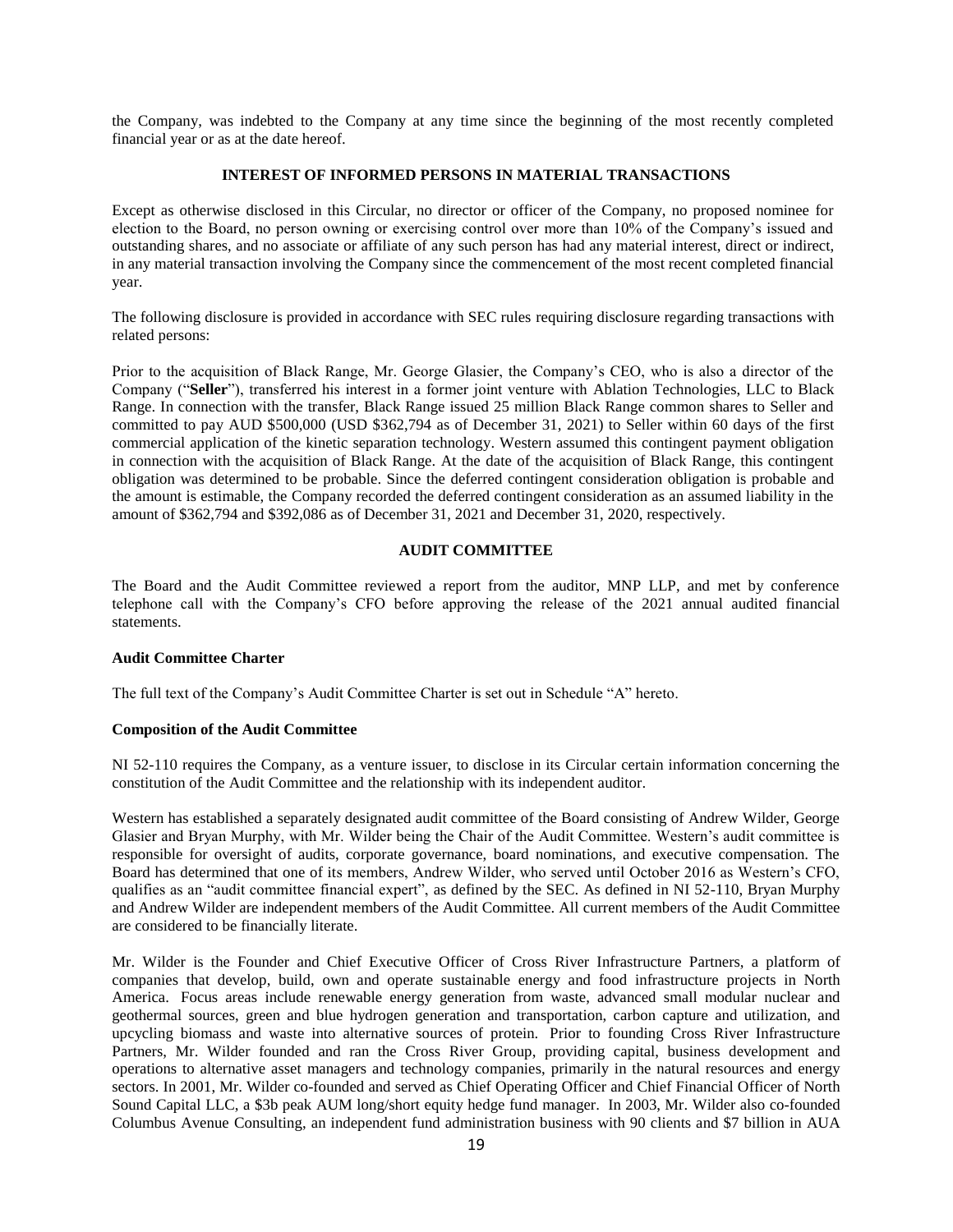the Company, was indebted to the Company at any time since the beginning of the most recently completed financial year or as at the date hereof.

## INTEREST OF INFORMED PERSONS IN MATERIAL TRANSACTIONS

Except as otherwise disclosed in this Circular, no director or officer of the Company, no proposed nominee for election to the Board, no person owning or exercising control over more than 10% of the Company's issued and outstanding shares, and no associate or affiliate of any such person has had any material interest, direct or indirect, in any material transaction involving the Company since the commencement of the most recent completed financial year.

The following disclosure is provided in accordance with SEC rules requiring disclosure regarding transactions with related persons:

Prior to the acquisition of Black Range, Mr. George Glasier, the Company's CEO, who is also a director of the Company ("**Seller**"), transferred his interest in a former joint venture with Ablation Technologies, LLC to Black Range. In connection with the transfer, Black Range issued 25 million Black Range common shares to Seller and committed to pay AUD $500,000 (USD $362,794 as of December 31, 2021) to Seller within 60 days of the first commercial application of the kinetic separation technology. Western assumed this contingent payment obligation in connection with the acquisition of Black Range. At the date of the acquisition of Black Range, this contingent obligation was determined to be probable. Since the deferred contingent consideration obligation is probable and the amount is estimable, the Company recorded the deferred contingent consideration as an assumed liability in the amount of $362,794 and $392,086 as of December 31, 2021 and December 31, 2020, respectively.

## AUDIT COMMITTEE

The Board and the Audit Committee reviewed a report from the auditor, MNP LLP, and met by conference telephone call with the Company's CFO before approving the release of the 2021 annual audited financial statements.

### Audit Committee Charter

The full text of the Company's Audit Committee Charter is set out in Schedule "A" hereto.

### Composition of the Audit Committee

NI 52-110 requires the Company, as a venture issuer, to disclose in its Circular certain information concerning the constitution of the Audit Committee and the relationship with its independent auditor.

Western has established a separately designated audit committee of the Board consisting of Andrew Wilder, George Glasier and Bryan Murphy, with Mr. Wilder being the Chair of the Audit Committee. Western's audit committee is responsible for oversight of audits, corporate governance, board nominations, and executive compensation. The Board has determined that one of its members, Andrew Wilder, who served until October 2016 as Western's CFO, qualifies as an "audit committee financial expert", as defined by the SEC. As defined in NI 52-110, Bryan Murphy and Andrew Wilder are independent members of the Audit Committee. All current members of the Audit Committee are considered to be financially literate.

Mr. Wilder is the Founder and Chief Executive Officer of Cross River Infrastructure Partners, a platform of companies that develop, build, own and operate sustainable energy and food infrastructure projects in North America. Focus areas include renewable energy generation from waste, advanced small modular nuclear and geothermal sources, green and blue hydrogen generation and transportation, carbon capture and utilization, and upcycling biomass and waste into alternative sources of protein. Prior to founding Cross River Infrastructure Partners, Mr. Wilder founded and ran the Cross River Group, providing capital, business development and operations to alternative asset managers and technology companies, primarily in the natural resources and energy sectors. In 2001, Mr. Wilder co-founded and served as Chief Operating Officer and Chief Financial Officer of North Sound Capital LLC, a $3b peak AUM long/short equity hedge fund manager. In 2003, Mr. Wilder also co-founded Columbus Avenue Consulting, an independent fund administration business with 90 clients and $7 billion in AUA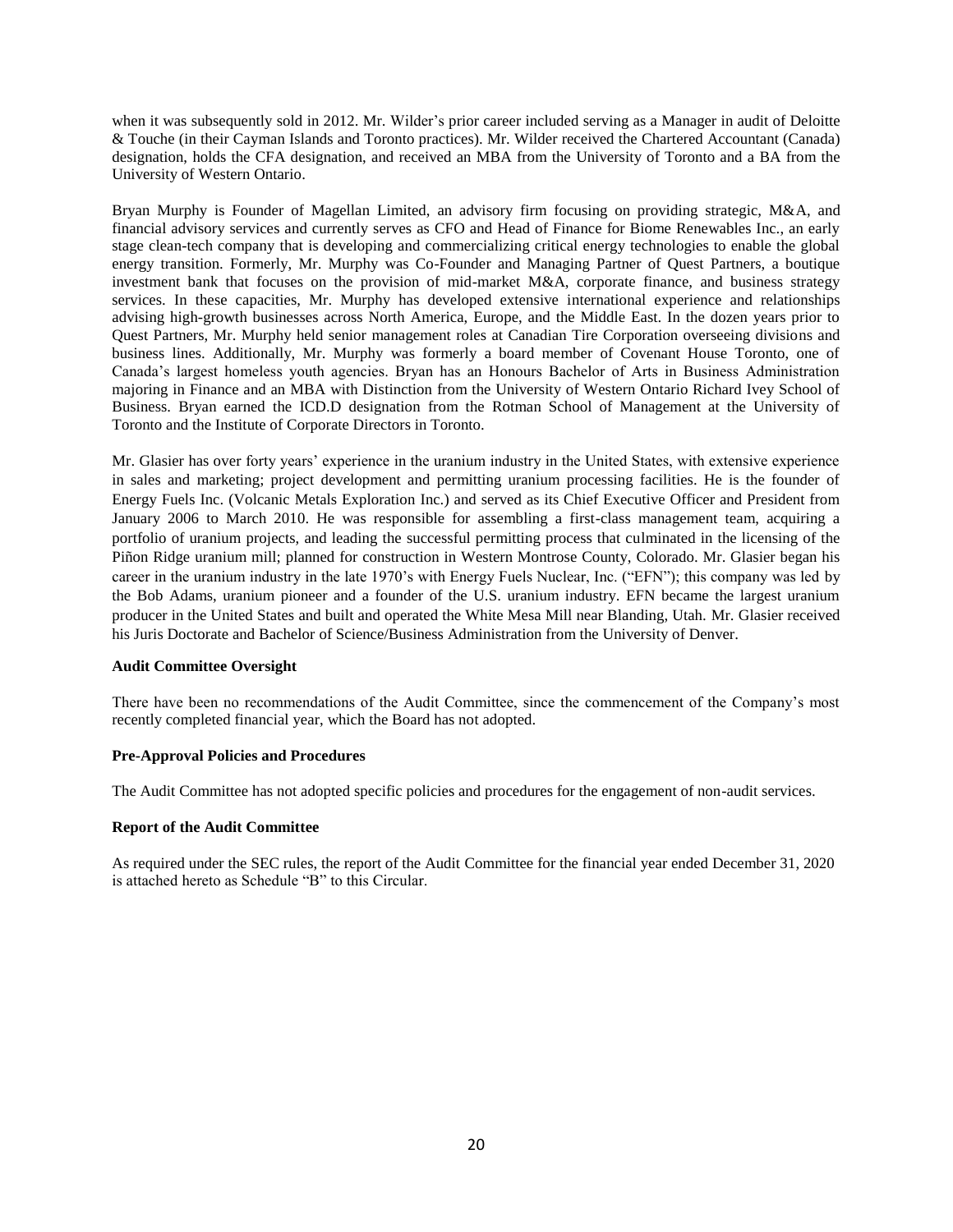when it was subsequently sold in 2012. Mr. Wilder's prior career included serving as a Manager in audit of Deloitte & Touche (in their Cayman Islands and Toronto practices). Mr. Wilder received the Chartered Accountant (Canada) designation, holds the CFA designation, and received an MBA from the University of Toronto and a BA from the University of Western Ontario.

Bryan Murphy is Founder of Magellan Limited, an advisory firm focusing on providing strategic, M&A, and financial advisory services and currently serves as CFO and Head of Finance for Biome Renewables Inc., an early stage clean-tech company that is developing and commercializing critical energy technologies to enable the global energy transition. Formerly, Mr. Murphy was Co-Founder and Managing Partner of Quest Partners, a boutique investment bank that focuses on the provision of mid-market M&A, corporate finance, and business strategy services. In these capacities, Mr. Murphy has developed extensive international experience and relationships advising high-growth businesses across North America, Europe, and the Middle East. In the dozen years prior to Quest Partners, Mr. Murphy held senior management roles at Canadian Tire Corporation overseeing divisions and business lines. Additionally, Mr. Murphy was formerly a board member of Covenant House Toronto, one of Canada's largest homeless youth agencies. Bryan has an Honours Bachelor of Arts in Business Administration majoring in Finance and an MBA with Distinction from the University of Western Ontario Richard Ivey School of Business. Bryan earned the ICD.D designation from the Rotman School of Management at the University of Toronto and the Institute of Corporate Directors in Toronto.

Mr. Glasier has over forty years' experience in the uranium industry in the United States, with extensive experience in sales and marketing; project development and permitting uranium processing facilities. He is the founder of Energy Fuels Inc. (Volcanic Metals Exploration Inc.) and served as its Chief Executive Officer and President from January 2006 to March 2010. He was responsible for assembling a first-class management team, acquiring a portfolio of uranium projects, and leading the successful permitting process that culminated in the licensing of the Piñon Ridge uranium mill; planned for construction in Western Montrose County, Colorado. Mr. Glasier began his career in the uranium industry in the late 1970's with Energy Fuels Nuclear, Inc. ("EFN"); this company was led by the Bob Adams, uranium pioneer and a founder of the U.S. uranium industry. EFN became the largest uranium producer in the United States and built and operated the White Mesa Mill near Blanding, Utah. Mr. Glasier received his Juris Doctorate and Bachelor of Science/Business Administration from the University of Denver.

**Audit Committee Oversight**

There have been no recommendations of the Audit Committee, since the commencement of the Company's most recently completed financial year, which the Board has not adopted.

**Pre-Approval Policies and Procedures**

The Audit Committee has not adopted specific policies and procedures for the engagement of non-audit services.

**Report of the Audit Committee**

As required under the SEC rules, the report of the Audit Committee for the financial year ended December 31, 2020 is attached hereto as Schedule "B" to this Circular.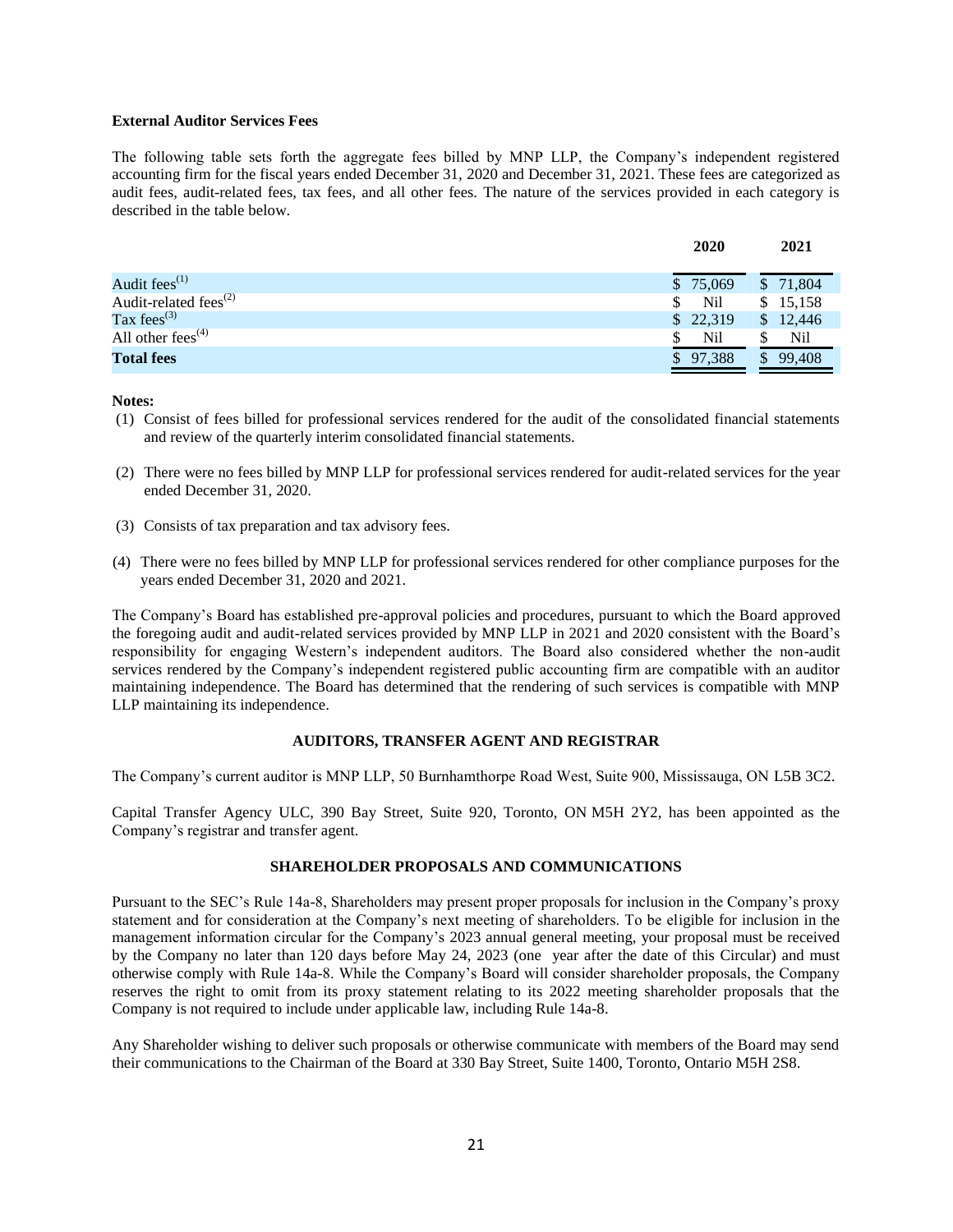**External Auditor Services Fees**

The following table sets forth the aggregate fees billed by MNP LLP, the Company's independent registered accounting firm for the fiscal years ended December 31, 2020 and December 31, 2021. These fees are categorized as audit fees, audit-related fees, tax fees, and all other fees. The nature of the services provided in each category is described in the table below.

| | 2020 | 2021 |
|---|---|---|
| Audit fees[(1)] | $ 75,069 | $ 71,804 |
| Audit-related fees[(2)] | $ Nil | $ 15,158 |
| Tax fees[(3)] | $ 22,319 | $ 12,446 |
| All other fees[(4)] | $ Nil | $ Nil |
| **Total fees** | $ 97,388 | $ 99,408 |

**Notes:**

(1) Consist of fees billed for professional services rendered for the audit of the consolidated financial statements and review of the quarterly interim consolidated financial statements.

(2) There were no fees billed by MNP LLP for professional services rendered for audit-related services for the year ended December 31, 2020.

(3) Consists of tax preparation and tax advisory fees.

(4) There were no fees billed by MNP LLP for professional services rendered for other compliance purposes for the years ended December 31, 2020 and 2021.

The Company's Board has established pre-approval policies and procedures, pursuant to which the Board approved the foregoing audit and audit-related services provided by MNP LLP in 2021 and 2020 consistent with the Board's responsibility for engaging Western's independent auditors. The Board also considered whether the non-audit services rendered by the Company's independent registered public accounting firm are compatible with an auditor maintaining independence. The Board has determined that the rendering of such services is compatible with MNP LLP maintaining its independence.

## AUDITORS, TRANSFER AGENT AND REGISTRAR

The Company's current auditor is MNP LLP, 50 Burnhamthorpe Road West, Suite 900, Mississauga, ON L5B 3C2.

Capital Transfer Agency ULC, 390 Bay Street, Suite 920, Toronto, ON M5H 2Y2, has been appointed as the Company's registrar and transfer agent.

## SHAREHOLDER PROPOSALS AND COMMUNICATIONS

Pursuant to the SEC's Rule 14a-8, Shareholders may present proper proposals for inclusion in the Company's proxy statement and for consideration at the Company's next meeting of shareholders. To be eligible for inclusion in the management information circular for the Company's 2023 annual general meeting, your proposal must be received by the Company no later than 120 days before May 24, 2023 (one year after the date of this Circular) and must otherwise comply with Rule 14a-8. While the Company's Board will consider shareholder proposals, the Company reserves the right to omit from its proxy statement relating to its 2022 meeting shareholder proposals that the Company is not required to include under applicable law, including Rule 14a-8.

Any Shareholder wishing to deliver such proposals or otherwise communicate with members of the Board may send their communications to the Chairman of the Board at 330 Bay Street, Suite 1400, Toronto, Ontario M5H 2S8.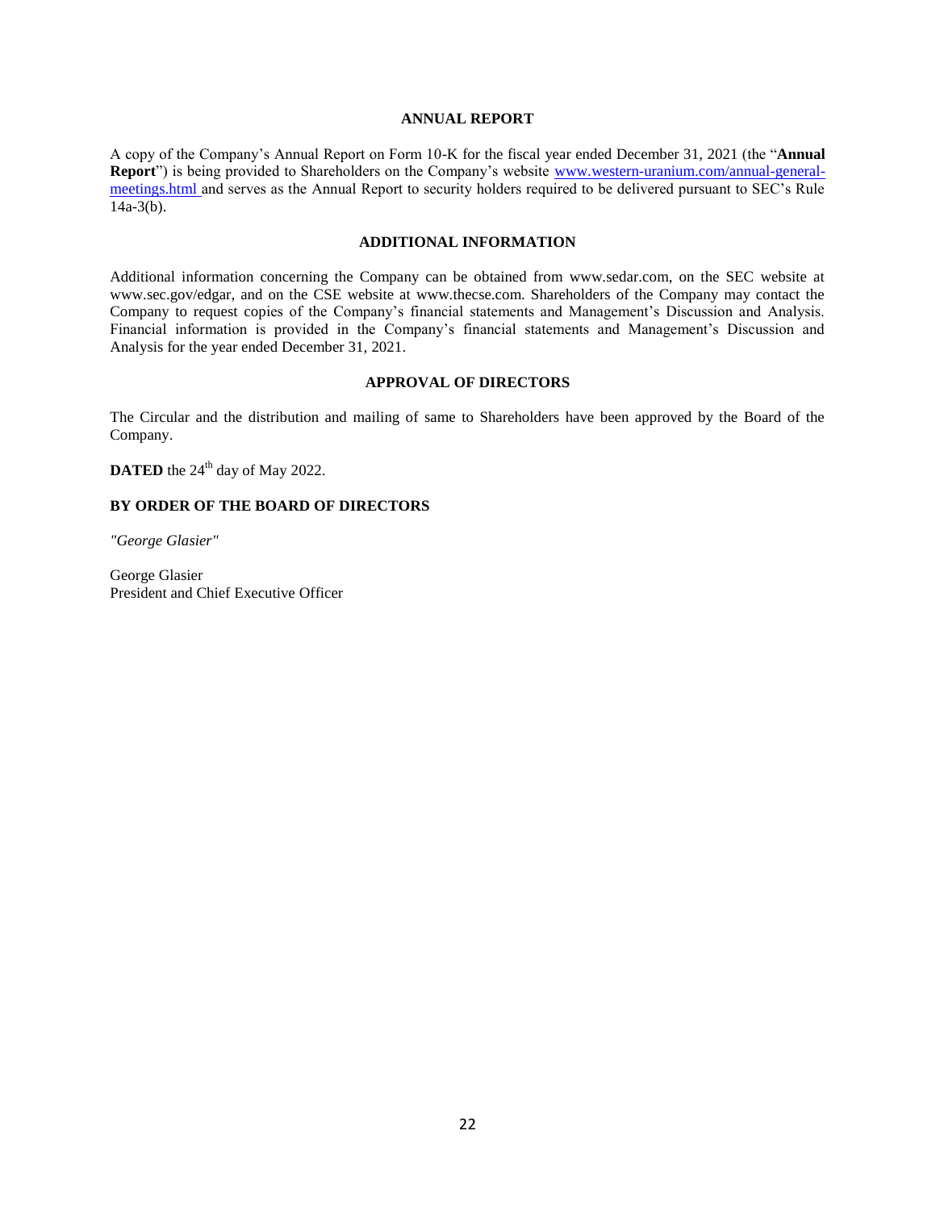## ANNUAL REPORT

A copy of the Company's Annual Report on Form 10-K for the fiscal year ended December 31, 2021 (the "**Annual Report**") is being provided to Shareholders on the Company's website www.western-uranium.com/annual-general-meetings.html and serves as the Annual Report to security holders required to be delivered pursuant to SEC's Rule 14a-3(b).

## ADDITIONAL INFORMATION

Additional information concerning the Company can be obtained from www.sedar.com, on the SEC website at www.sec.gov/edgar, and on the CSE website at www.thecse.com. Shareholders of the Company may contact the Company to request copies of the Company's financial statements and Management's Discussion and Analysis. Financial information is provided in the Company's financial statements and Management's Discussion and Analysis for the year ended December 31, 2021.

## APPROVAL OF DIRECTORS

The Circular and the distribution and mailing of same to Shareholders have been approved by the Board of the Company.

**DATED** the 24th day of May 2022.

**BY ORDER OF THE BOARD OF DIRECTORS**

*"George Glasier"*

George Glasier
President and Chief Executive Officer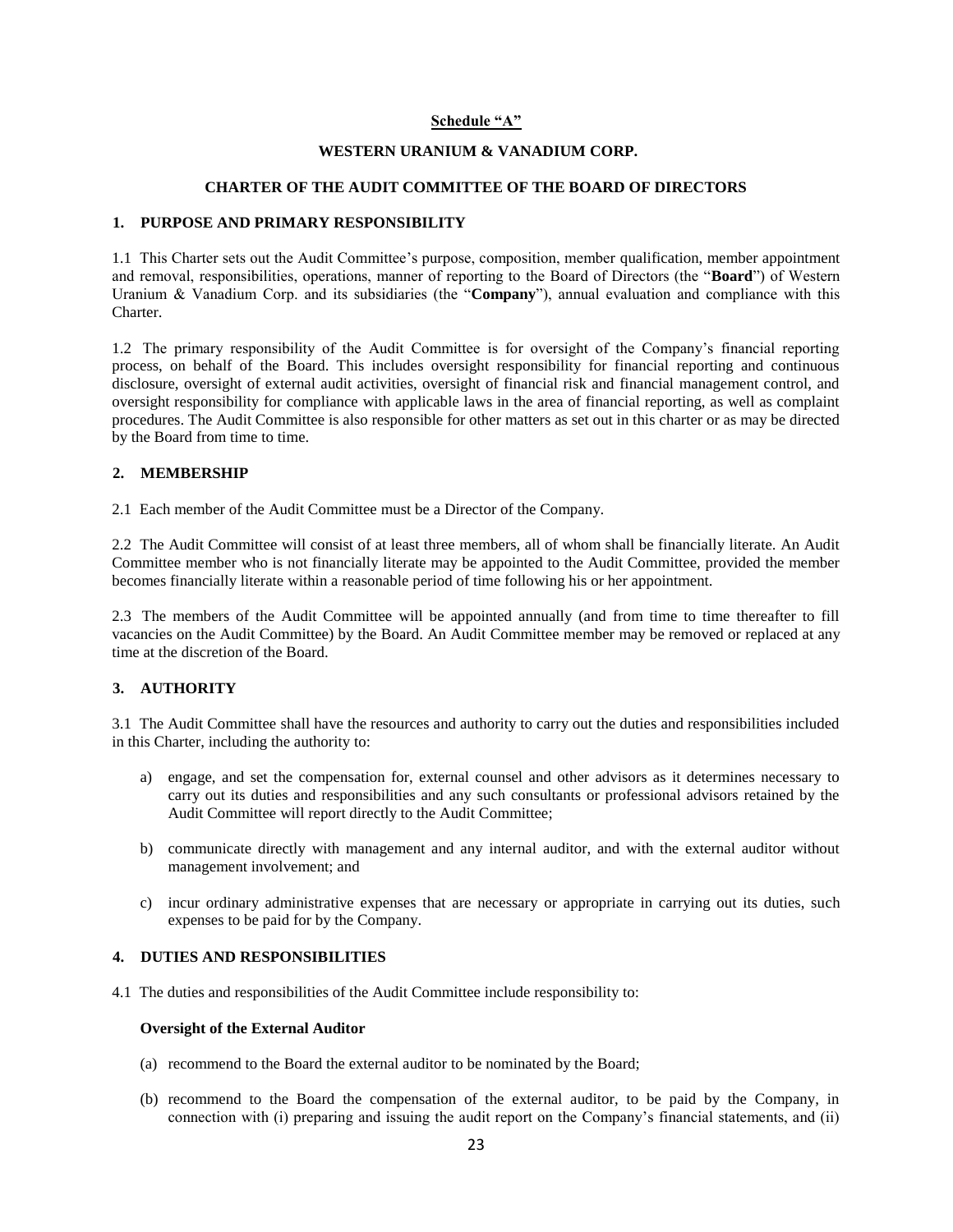**Schedule "A"**

**WESTERN URANIUM & VANADIUM CORP.**

**CHARTER OF THE AUDIT COMMITTEE OF THE BOARD OF DIRECTORS**

## 1. PURPOSE AND PRIMARY RESPONSIBILITY

1.1 This Charter sets out the Audit Committee's purpose, composition, member qualification, member appointment and removal, responsibilities, operations, manner of reporting to the Board of Directors (the "**Board**") of Western Uranium & Vanadium Corp. and its subsidiaries (the "**Company**"), annual evaluation and compliance with this Charter.

1.2 The primary responsibility of the Audit Committee is for oversight of the Company's financial reporting process, on behalf of the Board. This includes oversight responsibility for financial reporting and continuous disclosure, oversight of external audit activities, oversight of financial risk and financial management control, and oversight responsibility for compliance with applicable laws in the area of financial reporting, as well as complaint procedures. The Audit Committee is also responsible for other matters as set out in this charter or as may be directed by the Board from time to time.

## 2. MEMBERSHIP

2.1 Each member of the Audit Committee must be a Director of the Company.

2.2 The Audit Committee will consist of at least three members, all of whom shall be financially literate. An Audit Committee member who is not financially literate may be appointed to the Audit Committee, provided the member becomes financially literate within a reasonable period of time following his or her appointment.

2.3 The members of the Audit Committee will be appointed annually (and from time to time thereafter to fill vacancies on the Audit Committee) by the Board. An Audit Committee member may be removed or replaced at any time at the discretion of the Board.

## 3. AUTHORITY

3.1 The Audit Committee shall have the resources and authority to carry out the duties and responsibilities included in this Charter, including the authority to:

a) engage, and set the compensation for, external counsel and other advisors as it determines necessary to carry out its duties and responsibilities and any such consultants or professional advisors retained by the Audit Committee will report directly to the Audit Committee;

b) communicate directly with management and any internal auditor, and with the external auditor without management involvement; and

c) incur ordinary administrative expenses that are necessary or appropriate in carrying out its duties, such expenses to be paid for by the Company.

## 4. DUTIES AND RESPONSIBILITIES

4.1 The duties and responsibilities of the Audit Committee include responsibility to:

**Oversight of the External Auditor**

(a) recommend to the Board the external auditor to be nominated by the Board;

(b) recommend to the Board the compensation of the external auditor, to be paid by the Company, in connection with (i) preparing and issuing the audit report on the Company's financial statements, and (ii)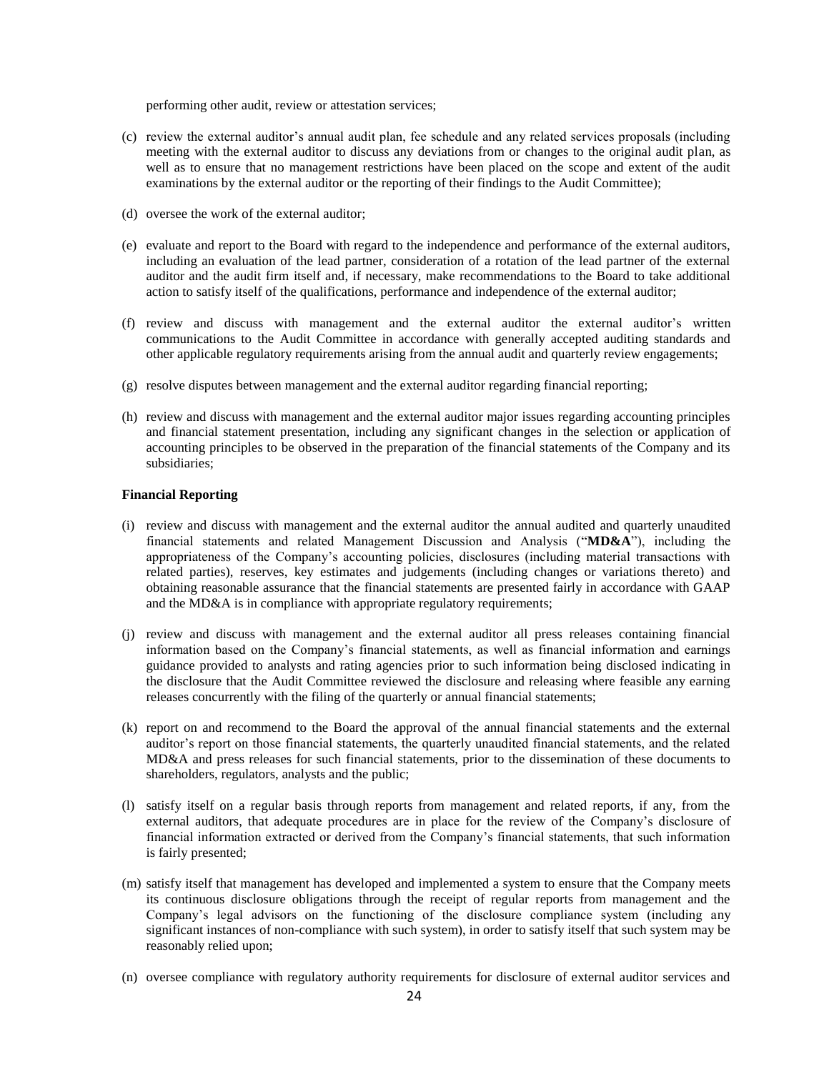performing other audit, review or attestation services;

(c) review the external auditor's annual audit plan, fee schedule and any related services proposals (including meeting with the external auditor to discuss any deviations from or changes to the original audit plan, as well as to ensure that no management restrictions have been placed on the scope and extent of the audit examinations by the external auditor or the reporting of their findings to the Audit Committee);

(d) oversee the work of the external auditor;

(e) evaluate and report to the Board with regard to the independence and performance of the external auditors, including an evaluation of the lead partner, consideration of a rotation of the lead partner of the external auditor and the audit firm itself and, if necessary, make recommendations to the Board to take additional action to satisfy itself of the qualifications, performance and independence of the external auditor;

(f) review and discuss with management and the external auditor the external auditor's written communications to the Audit Committee in accordance with generally accepted auditing standards and other applicable regulatory requirements arising from the annual audit and quarterly review engagements;

(g) resolve disputes between management and the external auditor regarding financial reporting;

(h) review and discuss with management and the external auditor major issues regarding accounting principles and financial statement presentation, including any significant changes in the selection or application of accounting principles to be observed in the preparation of the financial statements of the Company and its subsidiaries;

**Financial Reporting**

(i) review and discuss with management and the external auditor the annual audited and quarterly unaudited financial statements and related Management Discussion and Analysis ("**MD&A**"), including the appropriateness of the Company's accounting policies, disclosures (including material transactions with related parties), reserves, key estimates and judgements (including changes or variations thereto) and obtaining reasonable assurance that the financial statements are presented fairly in accordance with GAAP and the MD&A is in compliance with appropriate regulatory requirements;

(j) review and discuss with management and the external auditor all press releases containing financial information based on the Company's financial statements, as well as financial information and earnings guidance provided to analysts and rating agencies prior to such information being disclosed indicating in the disclosure that the Audit Committee reviewed the disclosure and releasing where feasible any earning releases concurrently with the filing of the quarterly or annual financial statements;

(k) report on and recommend to the Board the approval of the annual financial statements and the external auditor's report on those financial statements, the quarterly unaudited financial statements, and the related MD&A and press releases for such financial statements, prior to the dissemination of these documents to shareholders, regulators, analysts and the public;

(l) satisfy itself on a regular basis through reports from management and related reports, if any, from the external auditors, that adequate procedures are in place for the review of the Company's disclosure of financial information extracted or derived from the Company's financial statements, that such information is fairly presented;

(m) satisfy itself that management has developed and implemented a system to ensure that the Company meets its continuous disclosure obligations through the receipt of regular reports from management and the Company's legal advisors on the functioning of the disclosure compliance system (including any significant instances of non-compliance with such system), in order to satisfy itself that such system may be reasonably relied upon;

(n) oversee compliance with regulatory authority requirements for disclosure of external auditor services and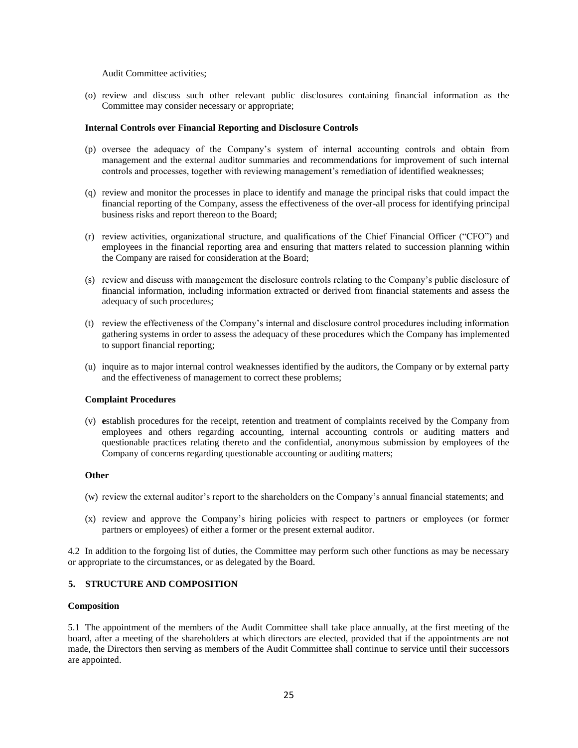Audit Committee activities;

(o) review and discuss such other relevant public disclosures containing financial information as the Committee may consider necessary or appropriate;

**Internal Controls over Financial Reporting and Disclosure Controls**

(p) oversee the adequacy of the Company's system of internal accounting controls and obtain from management and the external auditor summaries and recommendations for improvement of such internal controls and processes, together with reviewing management's remediation of identified weaknesses;

(q) review and monitor the processes in place to identify and manage the principal risks that could impact the financial reporting of the Company, assess the effectiveness of the over-all process for identifying principal business risks and report thereon to the Board;

(r) review activities, organizational structure, and qualifications of the Chief Financial Officer ("CFO") and employees in the financial reporting area and ensuring that matters related to succession planning within the Company are raised for consideration at the Board;

(s) review and discuss with management the disclosure controls relating to the Company's public disclosure of financial information, including information extracted or derived from financial statements and assess the adequacy of such procedures;

(t) review the effectiveness of the Company's internal and disclosure control procedures including information gathering systems in order to assess the adequacy of these procedures which the Company has implemented to support financial reporting;

(u) inquire as to major internal control weaknesses identified by the auditors, the Company or by external party and the effectiveness of management to correct these problems;

**Complaint Procedures**

(v) **e**stablish procedures for the receipt, retention and treatment of complaints received by the Company from employees and others regarding accounting, internal accounting controls or auditing matters and questionable practices relating thereto and the confidential, anonymous submission by employees of the Company of concerns regarding questionable accounting or auditing matters;

**Other**

(w) review the external auditor's report to the shareholders on the Company's annual financial statements; and

(x) review and approve the Company's hiring policies with respect to partners or employees (or former partners or employees) of either a former or the present external auditor.

4.2 In addition to the forgoing list of duties, the Committee may perform such other functions as may be necessary or appropriate to the circumstances, or as delegated by the Board.

## 5. STRUCTURE AND COMPOSITION

**Composition**

5.1 The appointment of the members of the Audit Committee shall take place annually, at the first meeting of the board, after a meeting of the shareholders at which directors are elected, provided that if the appointments are not made, the Directors then serving as members of the Audit Committee shall continue to service until their successors are appointed.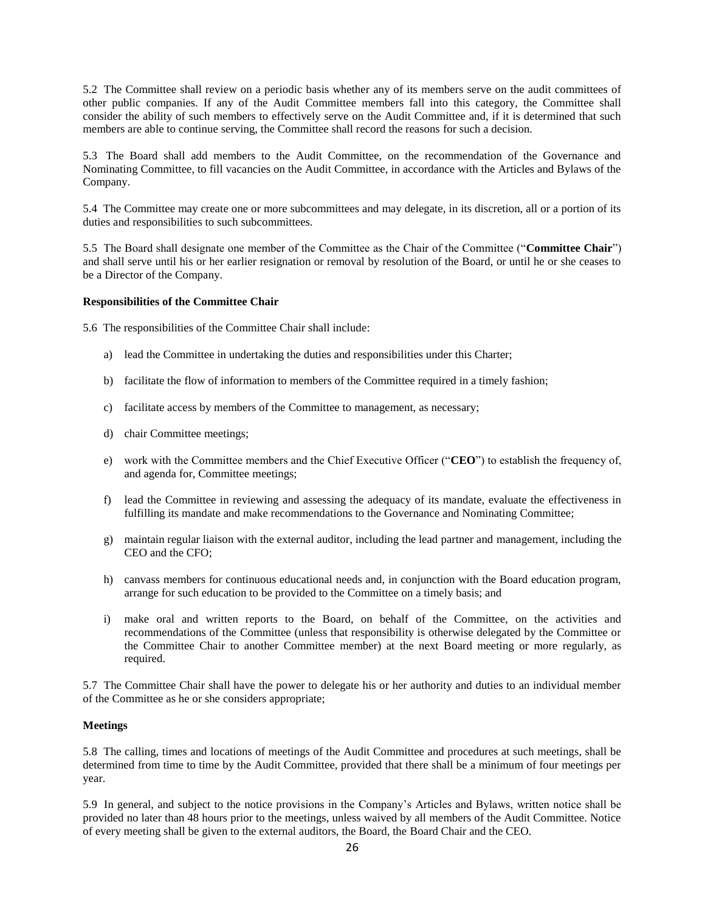5.2 The Committee shall review on a periodic basis whether any of its members serve on the audit committees of other public companies. If any of the Audit Committee members fall into this category, the Committee shall consider the ability of such members to effectively serve on the Audit Committee and, if it is determined that such members are able to continue serving, the Committee shall record the reasons for such a decision.

5.3 The Board shall add members to the Audit Committee, on the recommendation of the Governance and Nominating Committee, to fill vacancies on the Audit Committee, in accordance with the Articles and Bylaws of the Company.

5.4 The Committee may create one or more subcommittees and may delegate, in its discretion, all or a portion of its duties and responsibilities to such subcommittees.

5.5 The Board shall designate one member of the Committee as the Chair of the Committee ("**Committee Chair**") and shall serve until his or her earlier resignation or removal by resolution of the Board, or until he or she ceases to be a Director of the Company.

**Responsibilities of the Committee Chair**

5.6 The responsibilities of the Committee Chair shall include:

a) lead the Committee in undertaking the duties and responsibilities under this Charter;

b) facilitate the flow of information to members of the Committee required in a timely fashion;

c) facilitate access by members of the Committee to management, as necessary;

d) chair Committee meetings;

e) work with the Committee members and the Chief Executive Officer ("**CEO**") to establish the frequency of, and agenda for, Committee meetings;

f) lead the Committee in reviewing and assessing the adequacy of its mandate, evaluate the effectiveness in fulfilling its mandate and make recommendations to the Governance and Nominating Committee;

g) maintain regular liaison with the external auditor, including the lead partner and management, including the CEO and the CFO;

h) canvass members for continuous educational needs and, in conjunction with the Board education program, arrange for such education to be provided to the Committee on a timely basis; and

i) make oral and written reports to the Board, on behalf of the Committee, on the activities and recommendations of the Committee (unless that responsibility is otherwise delegated by the Committee or the Committee Chair to another Committee member) at the next Board meeting or more regularly, as required.

5.7 The Committee Chair shall have the power to delegate his or her authority and duties to an individual member of the Committee as he or she considers appropriate;

**Meetings**

5.8 The calling, times and locations of meetings of the Audit Committee and procedures at such meetings, shall be determined from time to time by the Audit Committee, provided that there shall be a minimum of four meetings per year.

5.9 In general, and subject to the notice provisions in the Company's Articles and Bylaws, written notice shall be provided no later than 48 hours prior to the meetings, unless waived by all members of the Audit Committee. Notice of every meeting shall be given to the external auditors, the Board, the Board Chair and the CEO.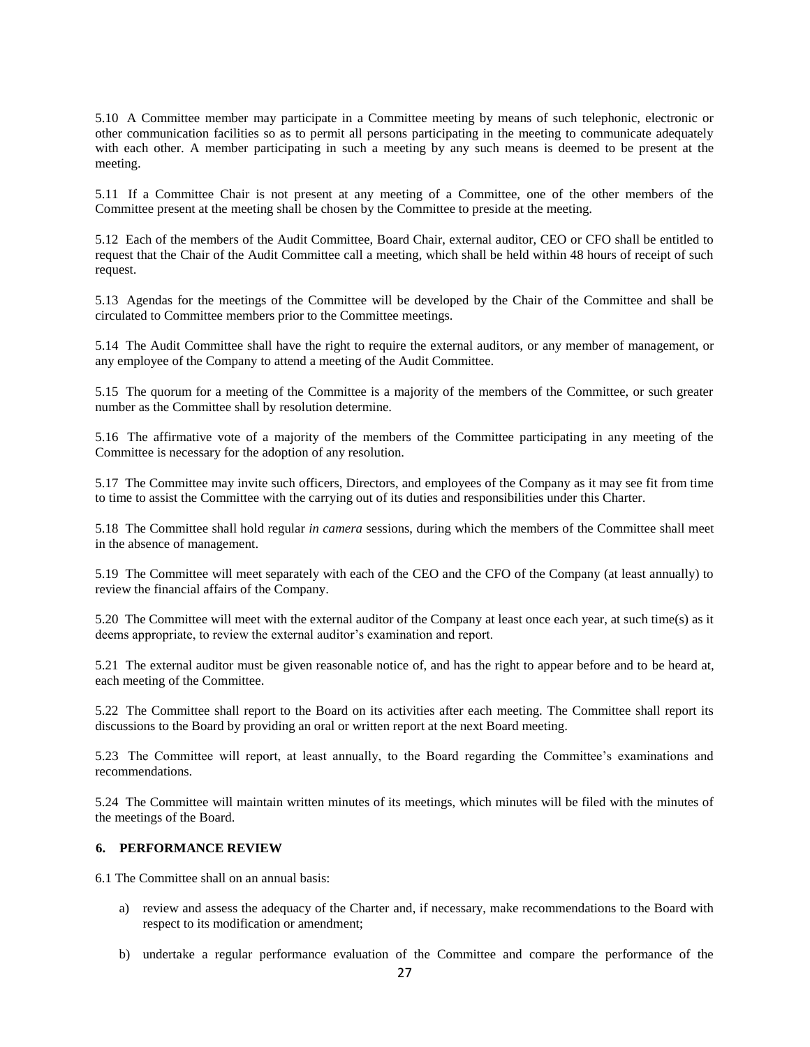5.10 A Committee member may participate in a Committee meeting by means of such telephonic, electronic or other communication facilities so as to permit all persons participating in the meeting to communicate adequately with each other. A member participating in such a meeting by any such means is deemed to be present at the meeting.

5.11 If a Committee Chair is not present at any meeting of a Committee, one of the other members of the Committee present at the meeting shall be chosen by the Committee to preside at the meeting.

5.12 Each of the members of the Audit Committee, Board Chair, external auditor, CEO or CFO shall be entitled to request that the Chair of the Audit Committee call a meeting, which shall be held within 48 hours of receipt of such request.

5.13 Agendas for the meetings of the Committee will be developed by the Chair of the Committee and shall be circulated to Committee members prior to the Committee meetings.

5.14 The Audit Committee shall have the right to require the external auditors, or any member of management, or any employee of the Company to attend a meeting of the Audit Committee.

5.15 The quorum for a meeting of the Committee is a majority of the members of the Committee, or such greater number as the Committee shall by resolution determine.

5.16 The affirmative vote of a majority of the members of the Committee participating in any meeting of the Committee is necessary for the adoption of any resolution.

5.17 The Committee may invite such officers, Directors, and employees of the Company as it may see fit from time to time to assist the Committee with the carrying out of its duties and responsibilities under this Charter.

5.18 The Committee shall hold regular *in camera* sessions, during which the members of the Committee shall meet in the absence of management.

5.19 The Committee will meet separately with each of the CEO and the CFO of the Company (at least annually) to review the financial affairs of the Company.

5.20 The Committee will meet with the external auditor of the Company at least once each year, at such time(s) as it deems appropriate, to review the external auditor's examination and report.

5.21 The external auditor must be given reasonable notice of, and has the right to appear before and to be heard at, each meeting of the Committee.

5.22 The Committee shall report to the Board on its activities after each meeting. The Committee shall report its discussions to the Board by providing an oral or written report at the next Board meeting.

5.23 The Committee will report, at least annually, to the Board regarding the Committee's examinations and recommendations.

5.24 The Committee will maintain written minutes of its meetings, which minutes will be filed with the minutes of the meetings of the Board.

## 6. PERFORMANCE REVIEW

6.1 The Committee shall on an annual basis:

a) review and assess the adequacy of the Charter and, if necessary, make recommendations to the Board with respect to its modification or amendment;

b) undertake a regular performance evaluation of the Committee and compare the performance of the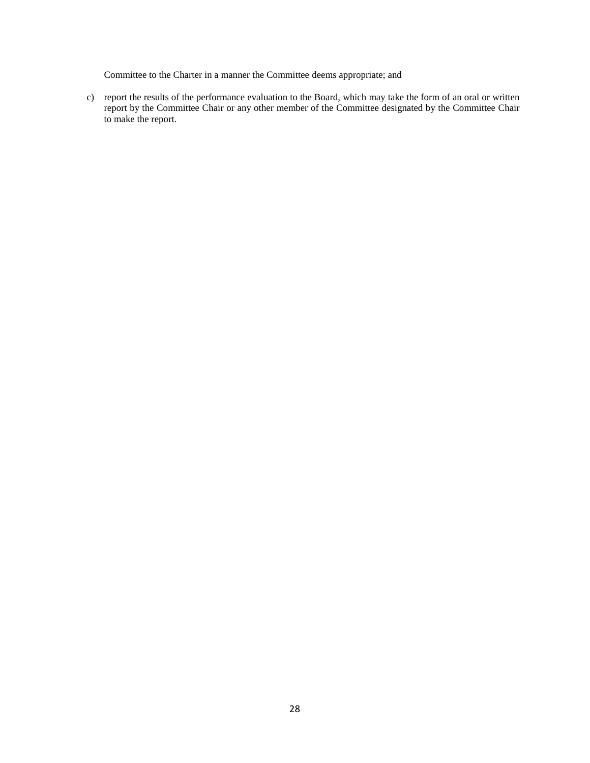Committee to the Charter in a manner the Committee deems appropriate; and

c) report the results of the performance evaluation to the Board, which may take the form of an oral or written report by the Committee Chair or any other member of the Committee designated by the Committee Chair to make the report.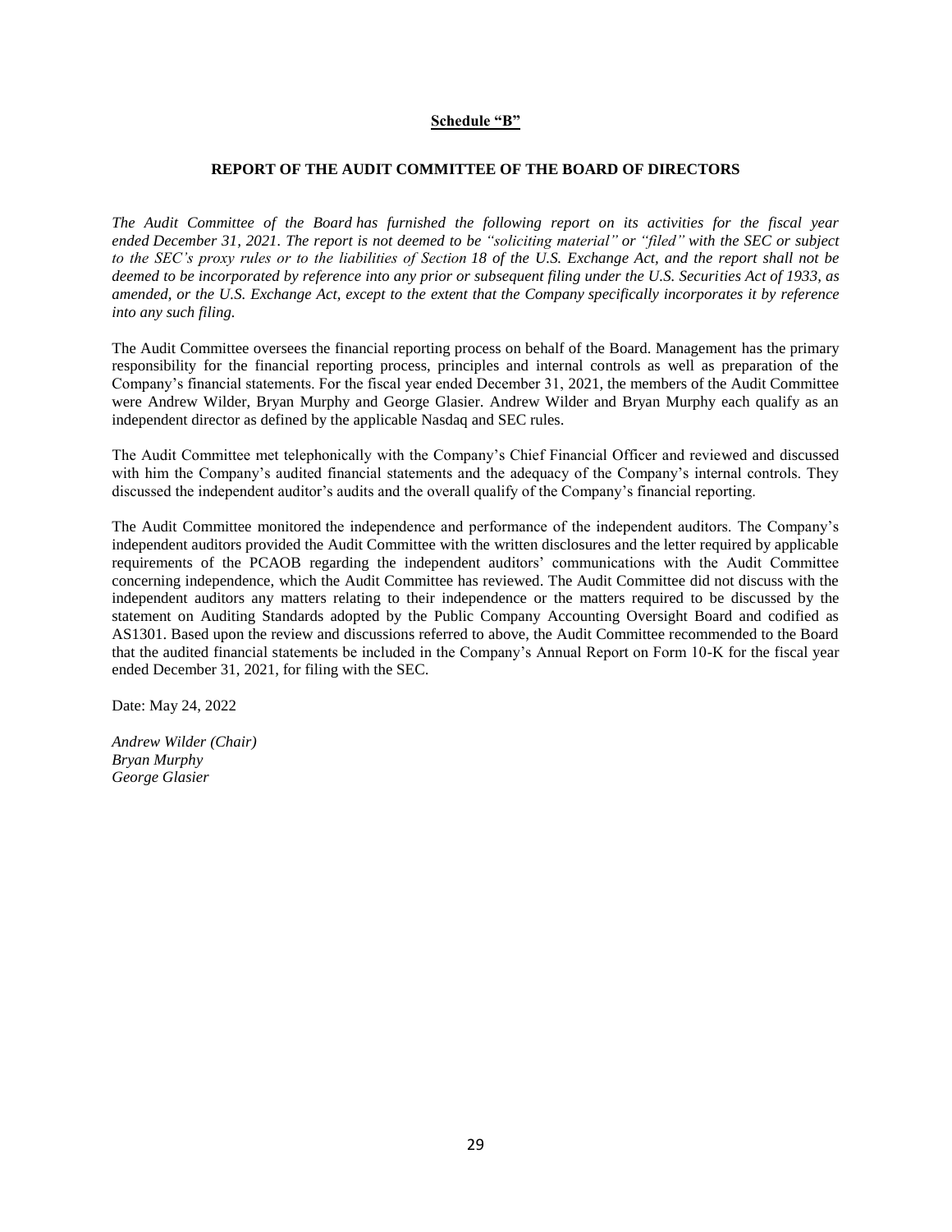**Schedule "B"**

## REPORT OF THE AUDIT COMMITTEE OF THE BOARD OF DIRECTORS

*The Audit Committee of the Board has furnished the following report on its activities for the fiscal year ended December 31, 2021. The report is not deemed to be "soliciting material" or "filed" with the SEC or subject to the SEC's proxy rules or to the liabilities of Section 18 of the U.S. Exchange Act, and the report shall not be deemed to be incorporated by reference into any prior or subsequent filing under the U.S. Securities Act of 1933, as amended, or the U.S. Exchange Act, except to the extent that the Company specifically incorporates it by reference into any such filing.*

The Audit Committee oversees the financial reporting process on behalf of the Board. Management has the primary responsibility for the financial reporting process, principles and internal controls as well as preparation of the Company's financial statements. For the fiscal year ended December 31, 2021, the members of the Audit Committee were Andrew Wilder, Bryan Murphy and George Glasier. Andrew Wilder and Bryan Murphy each qualify as an independent director as defined by the applicable Nasdaq and SEC rules.

The Audit Committee met telephonically with the Company's Chief Financial Officer and reviewed and discussed with him the Company's audited financial statements and the adequacy of the Company's internal controls. They discussed the independent auditor's audits and the overall qualify of the Company's financial reporting.

The Audit Committee monitored the independence and performance of the independent auditors. The Company's independent auditors provided the Audit Committee with the written disclosures and the letter required by applicable requirements of the PCAOB regarding the independent auditors' communications with the Audit Committee concerning independence, which the Audit Committee has reviewed. The Audit Committee did not discuss with the independent auditors any matters relating to their independence or the matters required to be discussed by the statement on Auditing Standards adopted by the Public Company Accounting Oversight Board and codified as AS1301. Based upon the review and discussions referred to above, the Audit Committee recommended to the Board that the audited financial statements be included in the Company's Annual Report on Form 10-K for the fiscal year ended December 31, 2021, for filing with the SEC.

Date: May 24, 2022

*Andrew Wilder (Chair)*
*Bryan Murphy*
*George Glasier*